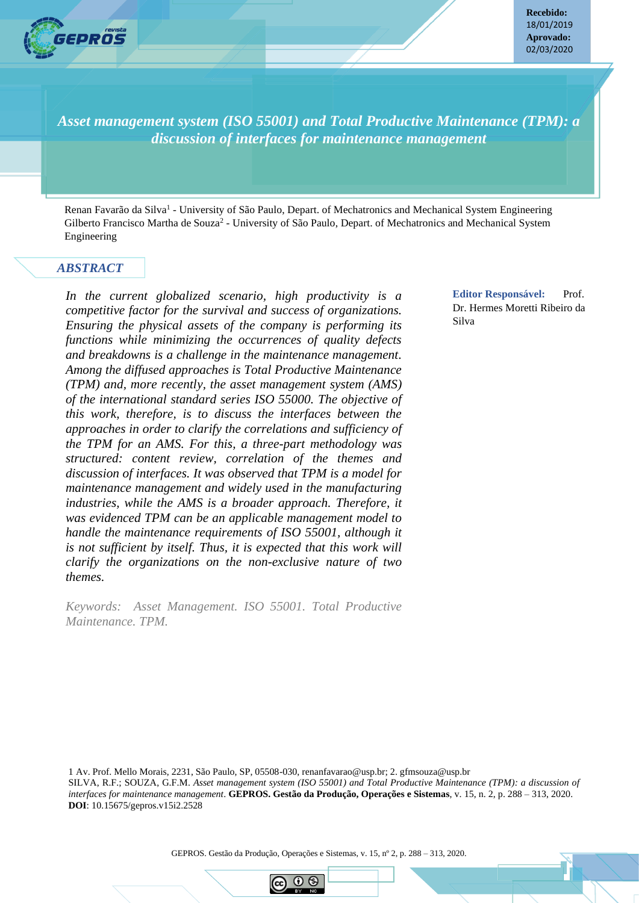**Recebido:**
18/01/2019
**Aprovado:**
02/03/2020

# *Asset management system (ISO 55001) and Total Productive Maintenance (TPM): a discussion of interfaces for maintenance management*

Renan Favarão da Silva[1] - University of São Paulo, Depart. of Mechatronics and Mechanical System Engineering
Gilberto Francisco Martha de Souza[2] - University of São Paulo, Depart. of Mechatronics and Mechanical System Engineering

## *ABSTRACT*

*In the current globalized scenario, high productivity is a competitive factor for the survival and success of organizations. Ensuring the physical assets of the company is performing its functions while minimizing the occurrences of quality defects and breakdowns is a challenge in the maintenance management. Among the diffused approaches is Total Productive Maintenance (TPM) and, more recently, the asset management system (AMS) of the international standard series ISO 55000. The objective of this work, therefore, is to discuss the interfaces between the approaches in order to clarify the correlations and sufficiency of the TPM for an AMS. For this, a three-part methodology was structured: content review, correlation of the themes and discussion of interfaces. It was observed that TPM is a model for maintenance management and widely used in the manufacturing industries, while the AMS is a broader approach. Therefore, it was evidenced TPM can be an applicable management model to handle the maintenance requirements of ISO 55001, although it is not sufficient by itself. Thus, it is expected that this work will clarify the organizations on the non-exclusive nature of two themes.*

*Keywords: Asset Management. ISO 55001. Total Productive Maintenance. TPM.*

**Editor Responsável:** Prof. Dr. Hermes Moretti Ribeiro da Silva

1 Av. Prof. Mello Morais, 2231, São Paulo, SP, 05508-030, renanfavarao@usp.br; 2. gfmsouza@usp.br
SILVA, R.F.; SOUZA, G.F.M. *Asset management system (ISO 55001) and Total Productive Maintenance (TPM): a discussion of interfaces for maintenance management*. **GEPROS. Gestão da Produção, Operações e Sistemas**, v. 15, n. 2, p. 288 – 313, 2020.
**DOI**: 10.15675/gepros.v15i2.2528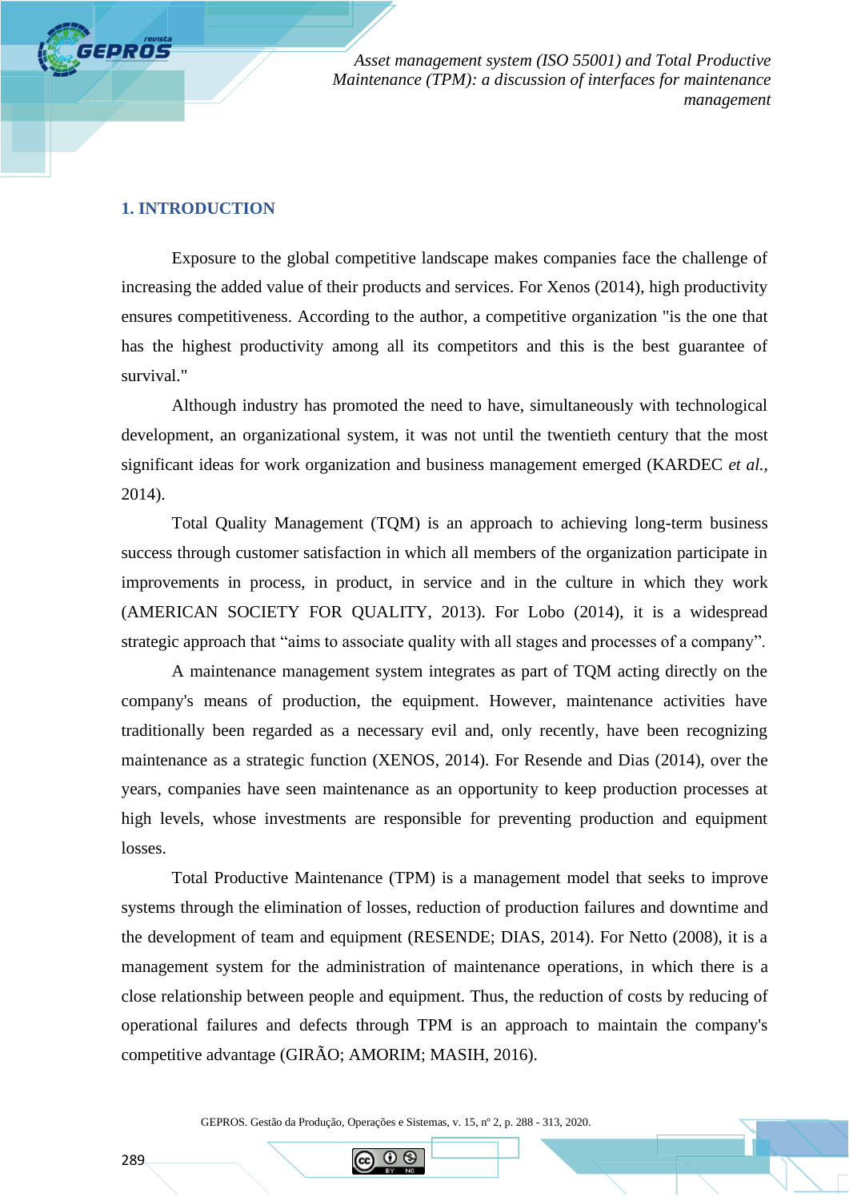## 1. INTRODUCTION

Exposure to the global competitive landscape makes companies face the challenge of increasing the added value of their products and services. For Xenos (2014), high productivity ensures competitiveness. According to the author, a competitive organization "is the one that has the highest productivity among all its competitors and this is the best guarantee of survival."

Although industry has promoted the need to have, simultaneously with technological development, an organizational system, it was not until the twentieth century that the most significant ideas for work organization and business management emerged (KARDEC *et al.*, 2014).

Total Quality Management (TQM) is an approach to achieving long-term business success through customer satisfaction in which all members of the organization participate in improvements in process, in product, in service and in the culture in which they work (AMERICAN SOCIETY FOR QUALITY, 2013). For Lobo (2014), it is a widespread strategic approach that "aims to associate quality with all stages and processes of a company".

A maintenance management system integrates as part of TQM acting directly on the company's means of production, the equipment. However, maintenance activities have traditionally been regarded as a necessary evil and, only recently, have been recognizing maintenance as a strategic function (XENOS, 2014). For Resende and Dias (2014), over the years, companies have seen maintenance as an opportunity to keep production processes at high levels, whose investments are responsible for preventing production and equipment losses.

Total Productive Maintenance (TPM) is a management model that seeks to improve systems through the elimination of losses, reduction of production failures and downtime and the development of team and equipment (RESENDE; DIAS, 2014). For Netto (2008), it is a management system for the administration of maintenance operations, in which there is a close relationship between people and equipment. Thus, the reduction of costs by reducing of operational failures and defects through TPM is an approach to maintain the company's competitive advantage (GIRÃO; AMORIM; MASIH, 2016).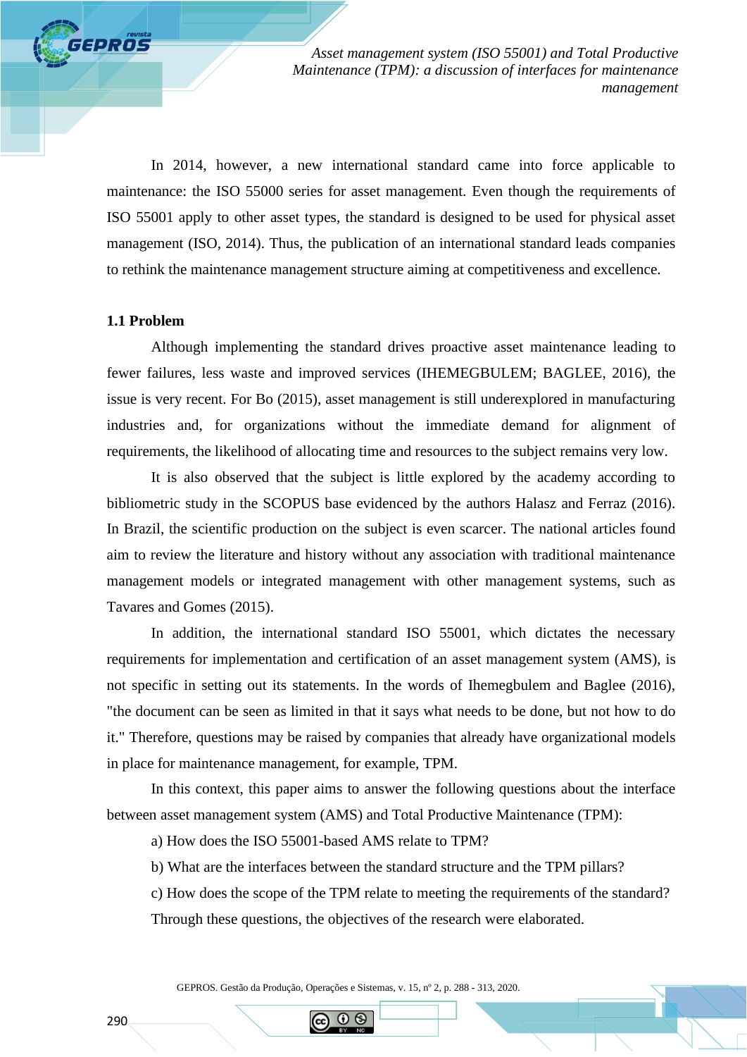In 2014, however, a new international standard came into force applicable to maintenance: the ISO 55000 series for asset management. Even though the requirements of ISO 55001 apply to other asset types, the standard is designed to be used for physical asset management (ISO, 2014). Thus, the publication of an international standard leads companies to rethink the maintenance management structure aiming at competitiveness and excellence.

## 1.1 Problem

Although implementing the standard drives proactive asset maintenance leading to fewer failures, less waste and improved services (IHEMEGBULEM; BAGLEE, 2016), the issue is very recent. For Bo (2015), asset management is still underexplored in manufacturing industries and, for organizations without the immediate demand for alignment of requirements, the likelihood of allocating time and resources to the subject remains very low.

It is also observed that the subject is little explored by the academy according to bibliometric study in the SCOPUS base evidenced by the authors Halasz and Ferraz (2016). In Brazil, the scientific production on the subject is even scarcer. The national articles found aim to review the literature and history without any association with traditional maintenance management models or integrated management with other management systems, such as Tavares and Gomes (2015).

In addition, the international standard ISO 55001, which dictates the necessary requirements for implementation and certification of an asset management system (AMS), is not specific in setting out its statements. In the words of Ihemegbulem and Baglee (2016), "the document can be seen as limited in that it says what needs to be done, but not how to do it." Therefore, questions may be raised by companies that already have organizational models in place for maintenance management, for example, TPM.

In this context, this paper aims to answer the following questions about the interface between asset management system (AMS) and Total Productive Maintenance (TPM):

a) How does the ISO 55001-based AMS relate to TPM?

b) What are the interfaces between the standard structure and the TPM pillars?

c) How does the scope of the TPM relate to meeting the requirements of the standard?

Through these questions, the objectives of the research were elaborated.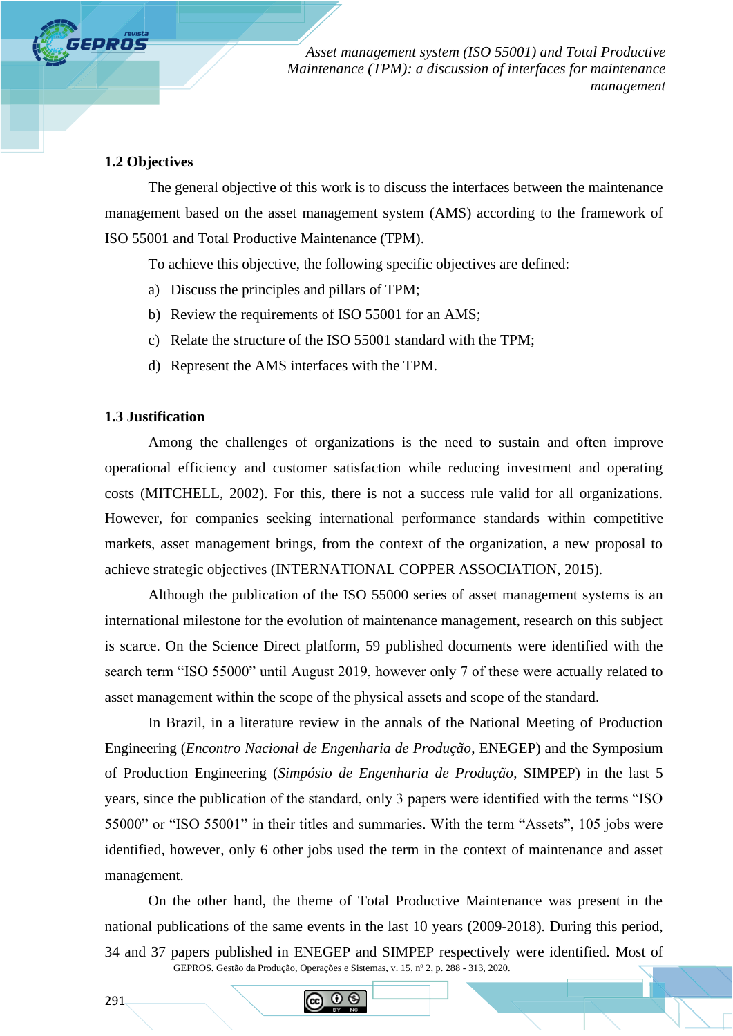### 1.2 Objectives

The general objective of this work is to discuss the interfaces between the maintenance management based on the asset management system (AMS) according to the framework of ISO 55001 and Total Productive Maintenance (TPM).

To achieve this objective, the following specific objectives are defined:

a) Discuss the principles and pillars of TPM;
b) Review the requirements of ISO 55001 for an AMS;
c) Relate the structure of the ISO 55001 standard with the TPM;
d) Represent the AMS interfaces with the TPM.

### 1.3 Justification

Among the challenges of organizations is the need to sustain and often improve operational efficiency and customer satisfaction while reducing investment and operating costs (MITCHELL, 2002). For this, there is not a success rule valid for all organizations. However, for companies seeking international performance standards within competitive markets, asset management brings, from the context of the organization, a new proposal to achieve strategic objectives (INTERNATIONAL COPPER ASSOCIATION, 2015).

Although the publication of the ISO 55000 series of asset management systems is an international milestone for the evolution of maintenance management, research on this subject is scarce. On the Science Direct platform, 59 published documents were identified with the search term "ISO 55000" until August 2019, however only 7 of these were actually related to asset management within the scope of the physical assets and scope of the standard.

In Brazil, in a literature review in the annals of the National Meeting of Production Engineering (*Encontro Nacional de Engenharia de Produção*, ENEGEP) and the Symposium of Production Engineering (*Simpósio de Engenharia de Produção*, SIMPEP) in the last 5 years, since the publication of the standard, only 3 papers were identified with the terms "ISO 55000" or "ISO 55001" in their titles and summaries. With the term "Assets", 105 jobs were identified, however, only 6 other jobs used the term in the context of maintenance and asset management.

On the other hand, the theme of Total Productive Maintenance was present in the national publications of the same events in the last 10 years (2009-2018). During this period, 34 and 37 papers published in ENEGEP and SIMPEP respectively were identified. Most of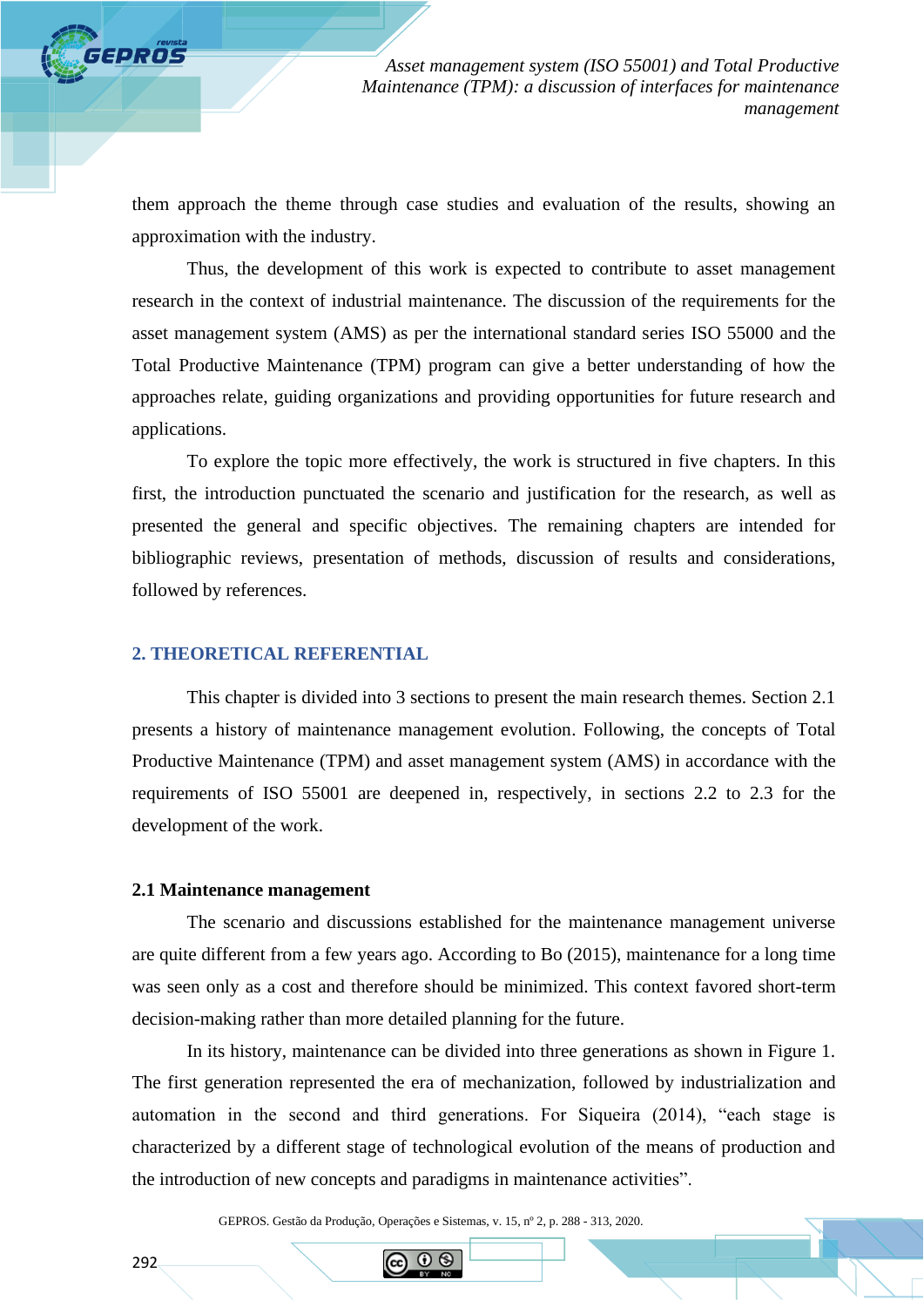them approach the theme through case studies and evaluation of the results, showing an approximation with the industry.

Thus, the development of this work is expected to contribute to asset management research in the context of industrial maintenance. The discussion of the requirements for the asset management system (AMS) as per the international standard series ISO 55000 and the Total Productive Maintenance (TPM) program can give a better understanding of how the approaches relate, guiding organizations and providing opportunities for future research and applications.

To explore the topic more effectively, the work is structured in five chapters. In this first, the introduction punctuated the scenario and justification for the research, as well as presented the general and specific objectives. The remaining chapters are intended for bibliographic reviews, presentation of methods, discussion of results and considerations, followed by references.

## 2. THEORETICAL REFERENTIAL

This chapter is divided into 3 sections to present the main research themes. Section 2.1 presents a history of maintenance management evolution. Following, the concepts of Total Productive Maintenance (TPM) and asset management system (AMS) in accordance with the requirements of ISO 55001 are deepened in, respectively, in sections 2.2 to 2.3 for the development of the work.

### 2.1 Maintenance management

The scenario and discussions established for the maintenance management universe are quite different from a few years ago. According to Bo (2015), maintenance for a long time was seen only as a cost and therefore should be minimized. This context favored short-term decision-making rather than more detailed planning for the future.

In its history, maintenance can be divided into three generations as shown in Figure 1. The first generation represented the era of mechanization, followed by industrialization and automation in the second and third generations. For Siqueira (2014), “each stage is characterized by a different stage of technological evolution of the means of production and the introduction of new concepts and paradigms in maintenance activities”.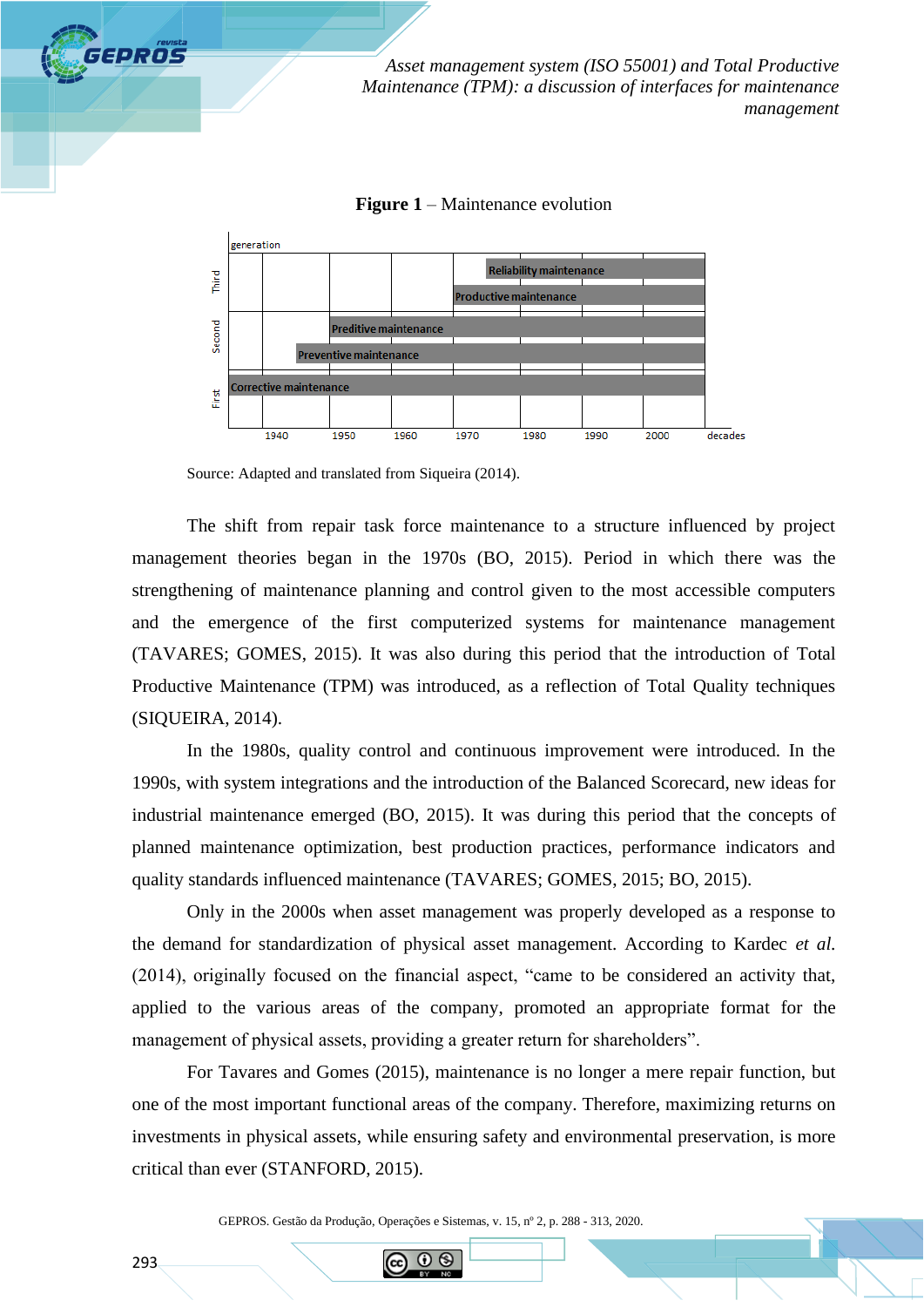**Figure 1** – Maintenance evolution

Source: Adapted and translated from Siqueira (2014).

The shift from repair task force maintenance to a structure influenced by project management theories began in the 1970s (BO, 2015). Period in which there was the strengthening of maintenance planning and control given to the most accessible computers and the emergence of the first computerized systems for maintenance management (TAVARES; GOMES, 2015). It was also during this period that the introduction of Total Productive Maintenance (TPM) was introduced, as a reflection of Total Quality techniques (SIQUEIRA, 2014).

In the 1980s, quality control and continuous improvement were introduced. In the 1990s, with system integrations and the introduction of the Balanced Scorecard, new ideas for industrial maintenance emerged (BO, 2015). It was during this period that the concepts of planned maintenance optimization, best production practices, performance indicators and quality standards influenced maintenance (TAVARES; GOMES, 2015; BO, 2015).

Only in the 2000s when asset management was properly developed as a response to the demand for standardization of physical asset management. According to Kardec *et al.* (2014), originally focused on the financial aspect, "came to be considered an activity that, applied to the various areas of the company, promoted an appropriate format for the management of physical assets, providing a greater return for shareholders".

For Tavares and Gomes (2015), maintenance is no longer a mere repair function, but one of the most important functional areas of the company. Therefore, maximizing returns on investments in physical assets, while ensuring safety and environmental preservation, is more critical than ever (STANFORD, 2015).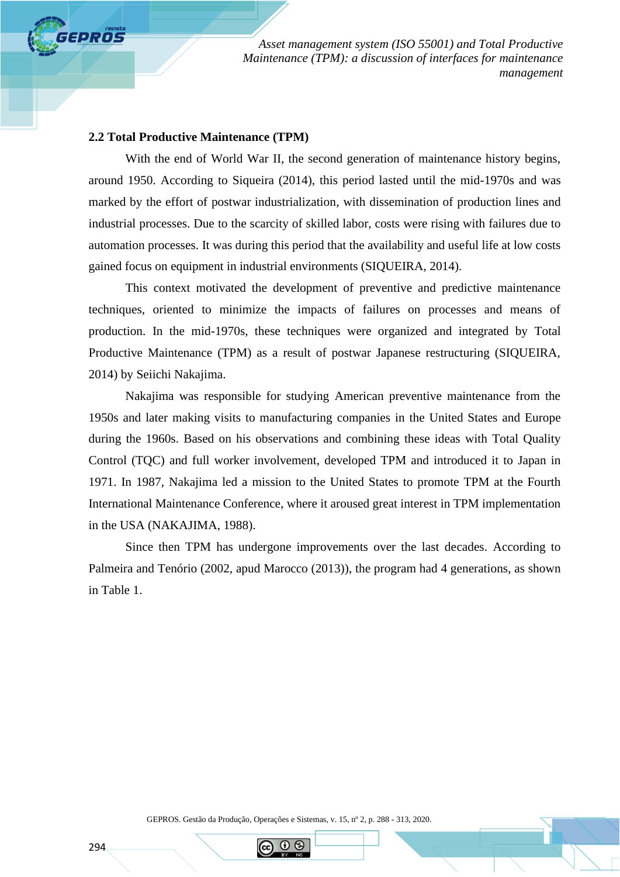## 2.2 Total Productive Maintenance (TPM)

With the end of World War II, the second generation of maintenance history begins, around 1950. According to Siqueira (2014), this period lasted until the mid-1970s and was marked by the effort of postwar industrialization, with dissemination of production lines and industrial processes. Due to the scarcity of skilled labor, costs were rising with failures due to automation processes. It was during this period that the availability and useful life at low costs gained focus on equipment in industrial environments (SIQUEIRA, 2014).

This context motivated the development of preventive and predictive maintenance techniques, oriented to minimize the impacts of failures on processes and means of production. In the mid-1970s, these techniques were organized and integrated by Total Productive Maintenance (TPM) as a result of postwar Japanese restructuring (SIQUEIRA, 2014) by Seiichi Nakajima.

Nakajima was responsible for studying American preventive maintenance from the 1950s and later making visits to manufacturing companies in the United States and Europe during the 1960s. Based on his observations and combining these ideas with Total Quality Control (TQC) and full worker involvement, developed TPM and introduced it to Japan in 1971. In 1987, Nakajima led a mission to the United States to promote TPM at the Fourth International Maintenance Conference, where it aroused great interest in TPM implementation in the USA (NAKAJIMA, 1988).

Since then TPM has undergone improvements over the last decades. According to Palmeira and Tenório (2002, apud Marocco (2013)), the program had 4 generations, as shown in Table 1.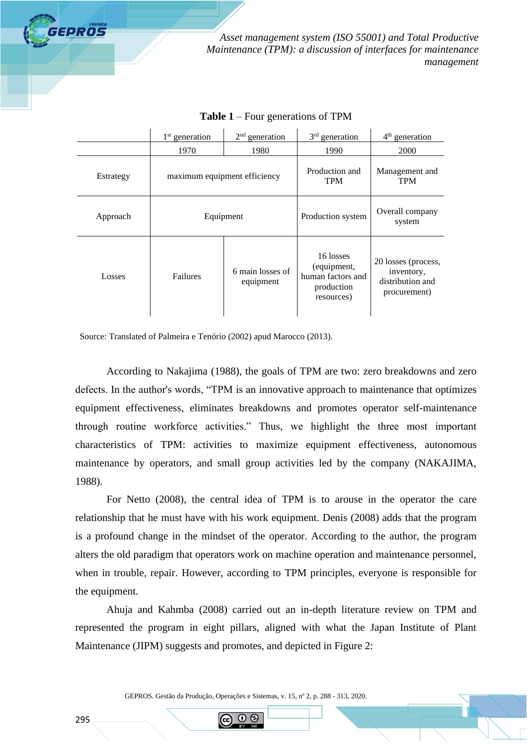**Table 1** – Four generations of TPM

| | 1st generation | 2nd generation | 3rd generation | 4th generation |
|---|---|---|---|---|
| | 1970 | 1980 | 1990 | 2000 |
| Estrategy | maximum equipment efficiency | | Production and TPM | Management and TPM |
| Approach | Equipment | | Production system | Overall company system |
| Losses | Failures | 6 main losses of equipment | 16 losses (equipment, human factors and production resources) | 20 losses (process, inventory, distribution and procurement) |

Source: Translated of Palmeira e Tenório (2002) apud Marocco (2013).

According to Nakajima (1988), the goals of TPM are two: zero breakdowns and zero defects. In the author's words, "TPM is an innovative approach to maintenance that optimizes equipment effectiveness, eliminates breakdowns and promotes operator self-maintenance through routine workforce activities." Thus, we highlight the three most important characteristics of TPM: activities to maximize equipment effectiveness, autonomous maintenance by operators, and small group activities led by the company (NAKAJIMA, 1988).

For Netto (2008), the central idea of TPM is to arouse in the operator the care relationship that he must have with his work equipment. Denis (2008) adds that the program is a profound change in the mindset of the operator. According to the author, the program alters the old paradigm that operators work on machine operation and maintenance personnel, when in trouble, repair. However, according to TPM principles, everyone is responsible for the equipment.

Ahuja and Kahmba (2008) carried out an in-depth literature review on TPM and represented the program in eight pillars, aligned with what the Japan Institute of Plant Maintenance (JIPM) suggests and promotes, and depicted in Figure 2: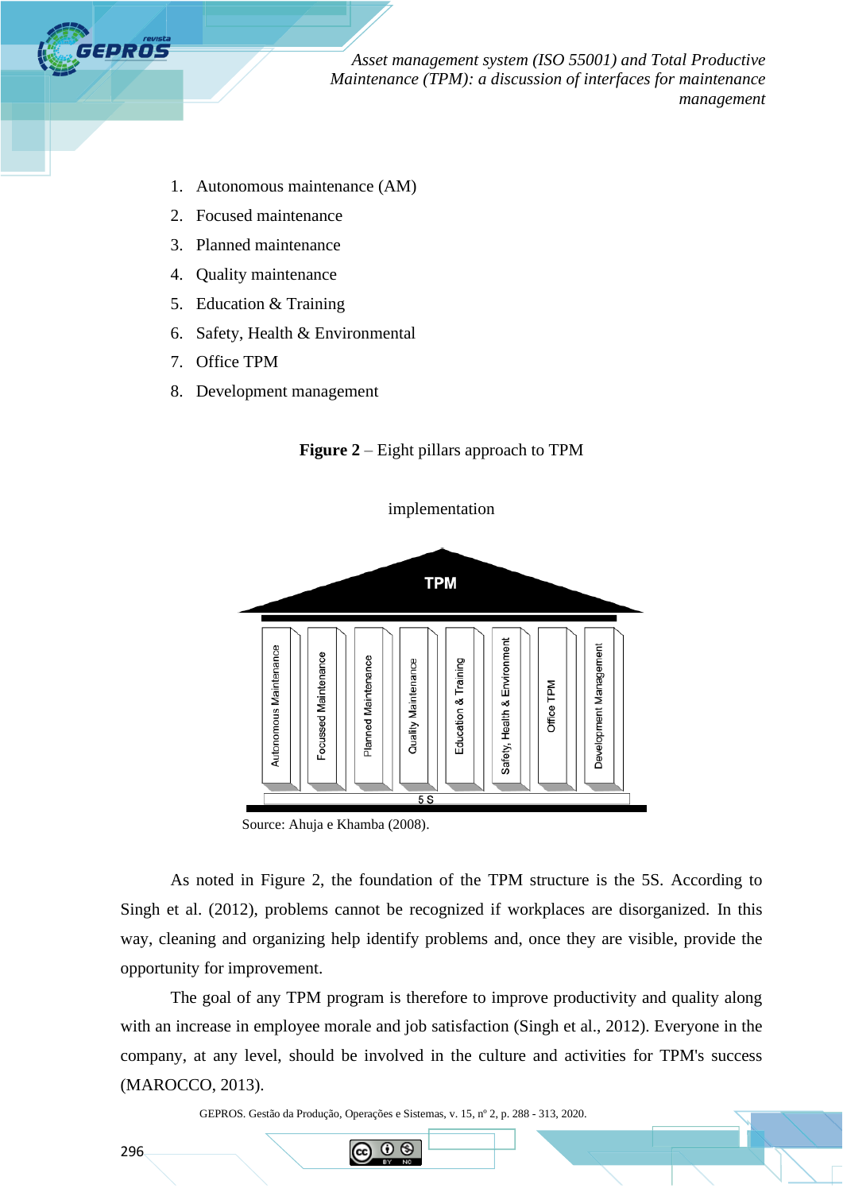1. Autonomous maintenance (AM)
2. Focused maintenance
3. Planned maintenance
4. Quality maintenance
5. Education & Training
6. Safety, Health & Environmental
7. Office TPM
8. Development management

**Figure 2** – Eight pillars approach to TPM implementation

TPM

Autonomous Maintenance | Focussed Maintenance | Planned Maintenance | Quality Maintenance | Education & Training | Safety, Health & Environment | Office TPM | Development Management

5 S

Source: Ahuja e Khamba (2008).

As noted in Figure 2, the foundation of the TPM structure is the 5S. According to Singh et al. (2012), problems cannot be recognized if workplaces are disorganized. In this way, cleaning and organizing help identify problems and, once they are visible, provide the opportunity for improvement.

The goal of any TPM program is therefore to improve productivity and quality along with an increase in employee morale and job satisfaction (Singh et al., 2012). Everyone in the company, at any level, should be involved in the culture and activities for TPM's success (MAROCCO, 2013).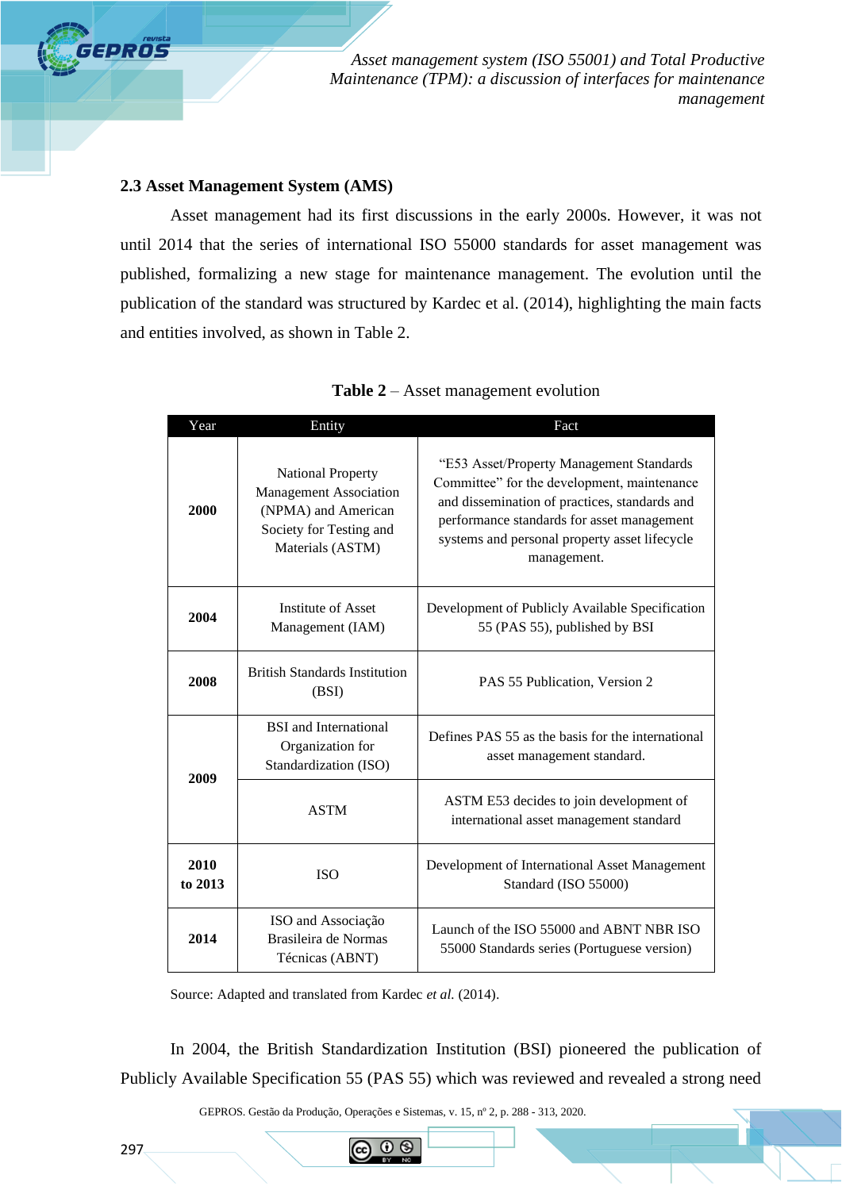### 2.3 Asset Management System (AMS)

Asset management had its first discussions in the early 2000s. However, it was not until 2014 that the series of international ISO 55000 standards for asset management was published, formalizing a new stage for maintenance management. The evolution until the publication of the standard was structured by Kardec et al. (2014), highlighting the main facts and entities involved, as shown in Table 2.

**Table 2** – Asset management evolution

| Year | Entity | Fact |
|---|---|---|
| **2000** | National Property Management Association (NPMA) and American Society for Testing and Materials (ASTM) | "E53 Asset/Property Management Standards Committee" for the development, maintenance and dissemination of practices, standards and performance standards for asset management systems and personal property asset lifecycle management. |
| **2004** | Institute of Asset Management (IAM) | Development of Publicly Available Specification 55 (PAS 55), published by BSI |
| **2008** | British Standards Institution (BSI) | PAS 55 Publication, Version 2 |
| **2009** | BSI and International Organization for Standardization (ISO) | Defines PAS 55 as the basis for the international asset management standard. |
| | ASTM | ASTM E53 decides to join development of international asset management standard |
| **2010 to 2013** | ISO | Development of International Asset Management Standard (ISO 55000) |
| **2014** | ISO and Associação Brasileira de Normas Técnicas (ABNT) | Launch of the ISO 55000 and ABNT NBR ISO 55000 Standards series (Portuguese version) |

Source: Adapted and translated from Kardec *et al.* (2014).

In 2004, the British Standardization Institution (BSI) pioneered the publication of Publicly Available Specification 55 (PAS 55) which was reviewed and revealed a strong need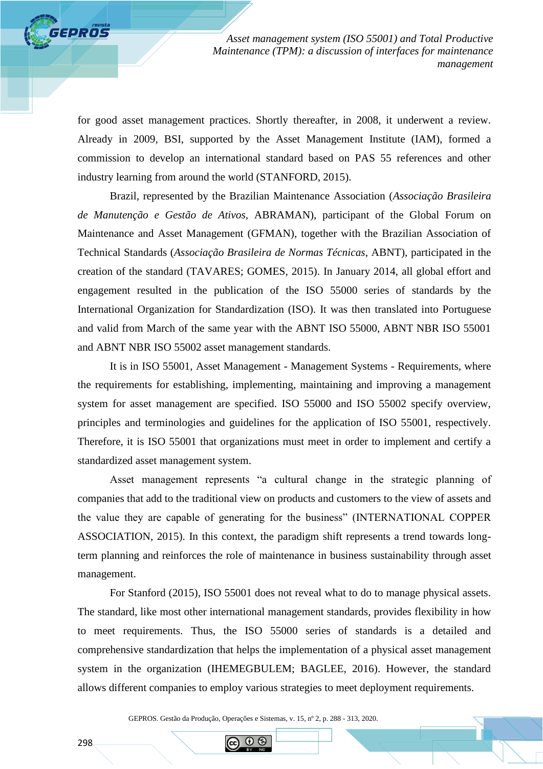for good asset management practices. Shortly thereafter, in 2008, it underwent a review. Already in 2009, BSI, supported by the Asset Management Institute (IAM), formed a commission to develop an international standard based on PAS 55 references and other industry learning from around the world (STANFORD, 2015).

Brazil, represented by the Brazilian Maintenance Association (*Associação Brasileira de Manutenção e Gestão de Ativos*, ABRAMAN), participant of the Global Forum on Maintenance and Asset Management (GFMAN), together with the Brazilian Association of Technical Standards (*Associação Brasileira de Normas Técnicas*, ABNT), participated in the creation of the standard (TAVARES; GOMES, 2015). In January 2014, all global effort and engagement resulted in the publication of the ISO 55000 series of standards by the International Organization for Standardization (ISO). It was then translated into Portuguese and valid from March of the same year with the ABNT ISO 55000, ABNT NBR ISO 55001 and ABNT NBR ISO 55002 asset management standards.

It is in ISO 55001, Asset Management - Management Systems - Requirements, where the requirements for establishing, implementing, maintaining and improving a management system for asset management are specified. ISO 55000 and ISO 55002 specify overview, principles and terminologies and guidelines for the application of ISO 55001, respectively. Therefore, it is ISO 55001 that organizations must meet in order to implement and certify a standardized asset management system.

Asset management represents "a cultural change in the strategic planning of companies that add to the traditional view on products and customers to the view of assets and the value they are capable of generating for the business" (INTERNATIONAL COPPER ASSOCIATION, 2015). In this context, the paradigm shift represents a trend towards long-term planning and reinforces the role of maintenance in business sustainability through asset management.

For Stanford (2015), ISO 55001 does not reveal what to do to manage physical assets. The standard, like most other international management standards, provides flexibility in how to meet requirements. Thus, the ISO 55000 series of standards is a detailed and comprehensive standardization that helps the implementation of a physical asset management system in the organization (IHEMEGBULEM; BAGLEE, 2016). However, the standard allows different companies to employ various strategies to meet deployment requirements.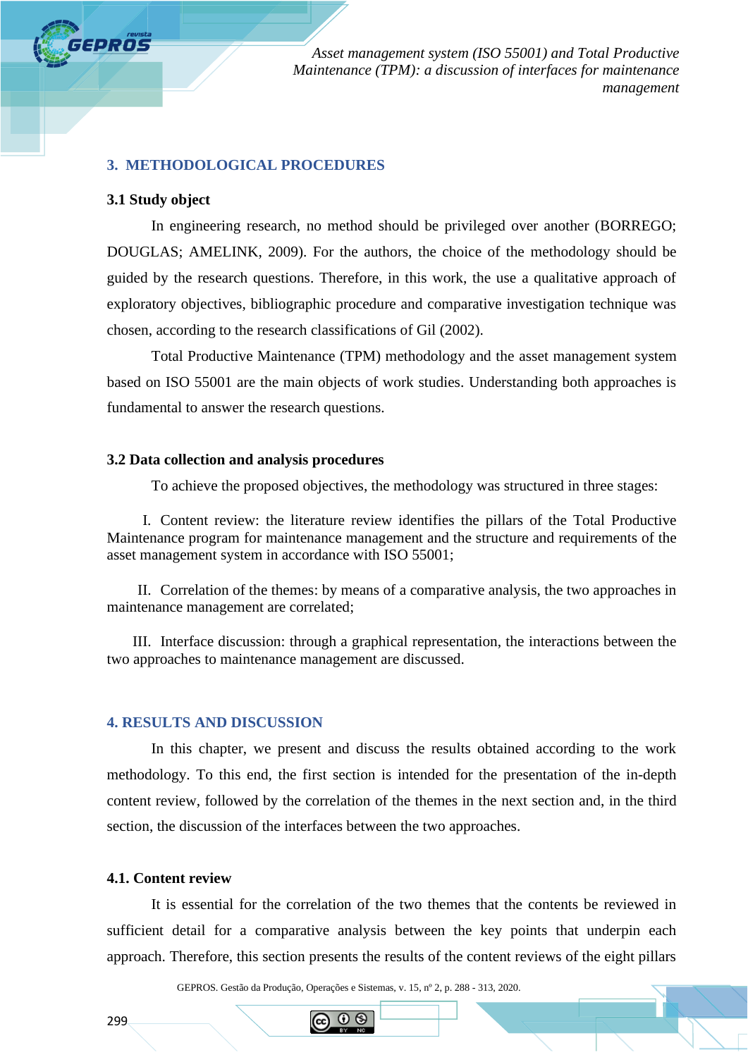## 3. METHODOLOGICAL PROCEDURES

### 3.1 Study object

In engineering research, no method should be privileged over another (BORREGO; DOUGLAS; AMELINK, 2009). For the authors, the choice of the methodology should be guided by the research questions. Therefore, in this work, the use a qualitative approach of exploratory objectives, bibliographic procedure and comparative investigation technique was chosen, according to the research classifications of Gil (2002).

Total Productive Maintenance (TPM) methodology and the asset management system based on ISO 55001 are the main objects of work studies. Understanding both approaches is fundamental to answer the research questions.

### 3.2 Data collection and analysis procedures

To achieve the proposed objectives, the methodology was structured in three stages:

I. Content review: the literature review identifies the pillars of the Total Productive Maintenance program for maintenance management and the structure and requirements of the asset management system in accordance with ISO 55001;

II. Correlation of the themes: by means of a comparative analysis, the two approaches in maintenance management are correlated;

III. Interface discussion: through a graphical representation, the interactions between the two approaches to maintenance management are discussed.

## 4. RESULTS AND DISCUSSION

In this chapter, we present and discuss the results obtained according to the work methodology. To this end, the first section is intended for the presentation of the in-depth content review, followed by the correlation of the themes in the next section and, in the third section, the discussion of the interfaces between the two approaches.

### 4.1. Content review

It is essential for the correlation of the two themes that the contents be reviewed in sufficient detail for a comparative analysis between the key points that underpin each approach. Therefore, this section presents the results of the content reviews of the eight pillars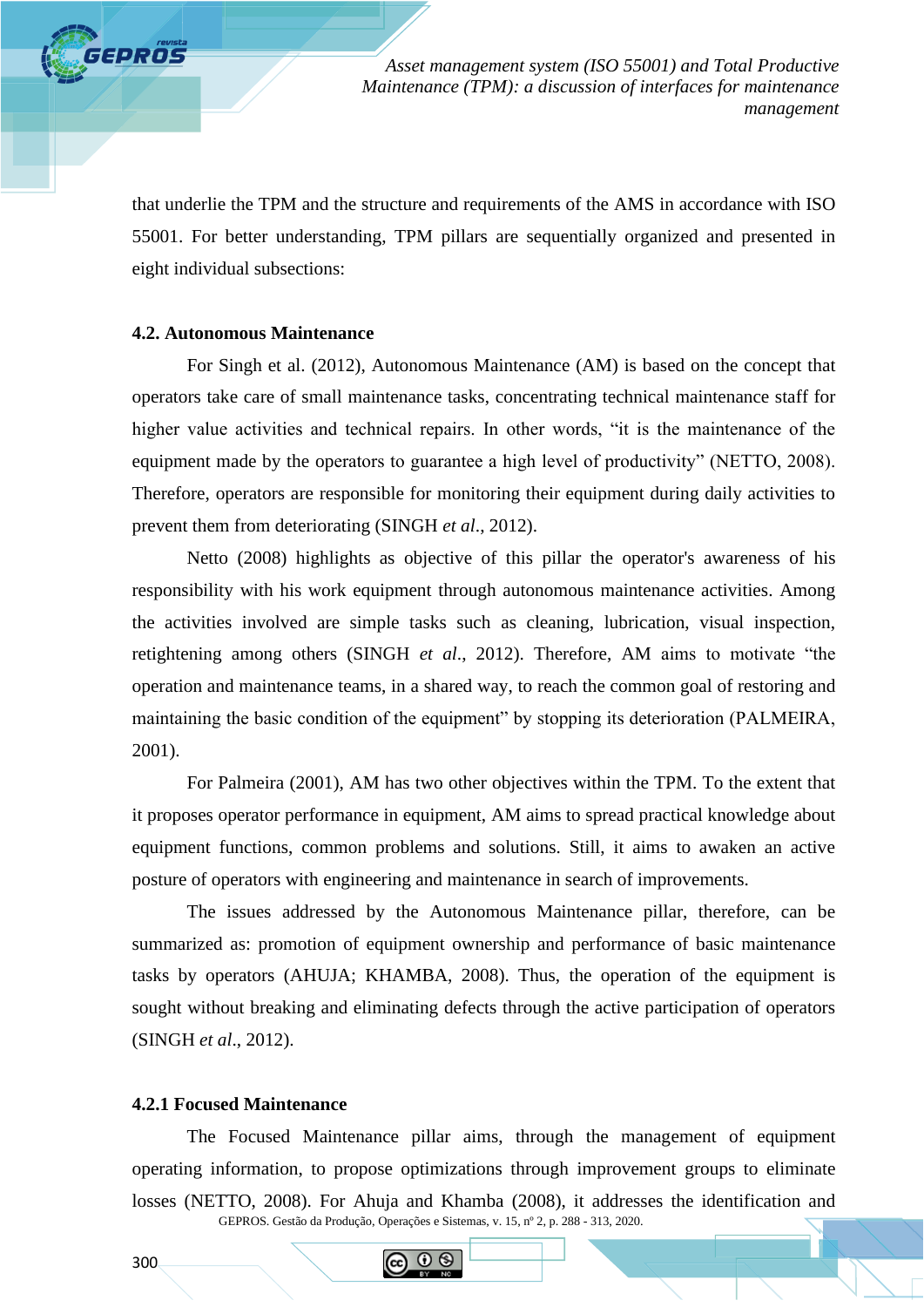that underlie the TPM and the structure and requirements of the AMS in accordance with ISO 55001. For better understanding, TPM pillars are sequentially organized and presented in eight individual subsections:

### 4.2. Autonomous Maintenance

For Singh et al. (2012), Autonomous Maintenance (AM) is based on the concept that operators take care of small maintenance tasks, concentrating technical maintenance staff for higher value activities and technical repairs. In other words, "it is the maintenance of the equipment made by the operators to guarantee a high level of productivity" (NETTO, 2008). Therefore, operators are responsible for monitoring their equipment during daily activities to prevent them from deteriorating (SINGH *et al*., 2012).

Netto (2008) highlights as objective of this pillar the operator's awareness of his responsibility with his work equipment through autonomous maintenance activities. Among the activities involved are simple tasks such as cleaning, lubrication, visual inspection, retightening among others (SINGH *et al*., 2012). Therefore, AM aims to motivate "the operation and maintenance teams, in a shared way, to reach the common goal of restoring and maintaining the basic condition of the equipment" by stopping its deterioration (PALMEIRA, 2001).

For Palmeira (2001), AM has two other objectives within the TPM. To the extent that it proposes operator performance in equipment, AM aims to spread practical knowledge about equipment functions, common problems and solutions. Still, it aims to awaken an active posture of operators with engineering and maintenance in search of improvements.

The issues addressed by the Autonomous Maintenance pillar, therefore, can be summarized as: promotion of equipment ownership and performance of basic maintenance tasks by operators (AHUJA; KHAMBA, 2008). Thus, the operation of the equipment is sought without breaking and eliminating defects through the active participation of operators (SINGH *et al*., 2012).

### 4.2.1 Focused Maintenance

The Focused Maintenance pillar aims, through the management of equipment operating information, to propose optimizations through improvement groups to eliminate losses (NETTO, 2008). For Ahuja and Khamba (2008), it addresses the identification and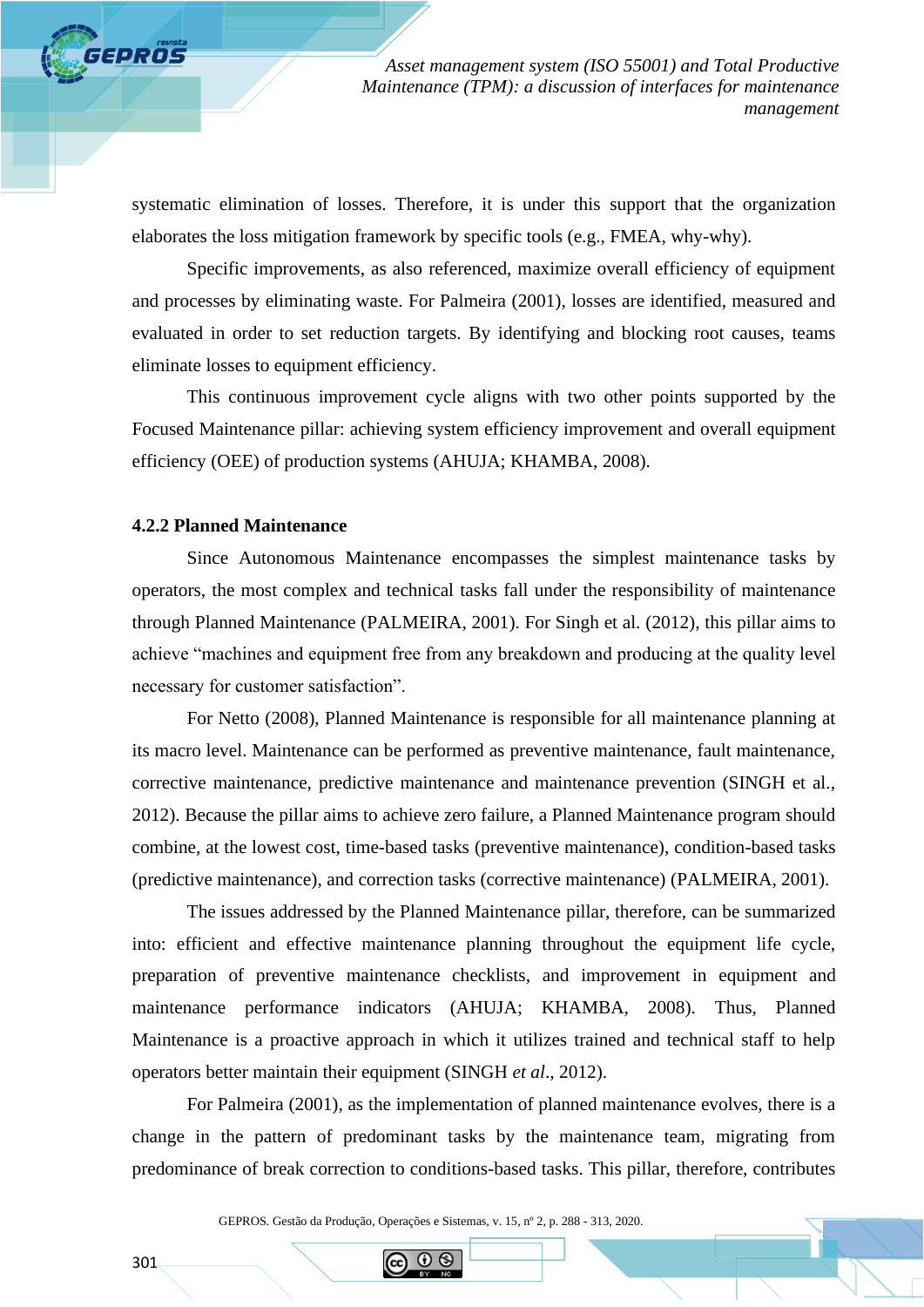systematic elimination of losses. Therefore, it is under this support that the organization elaborates the loss mitigation framework by specific tools (e.g., FMEA, why-why).

Specific improvements, as also referenced, maximize overall efficiency of equipment and processes by eliminating waste. For Palmeira (2001), losses are identified, measured and evaluated in order to set reduction targets. By identifying and blocking root causes, teams eliminate losses to equipment efficiency.

This continuous improvement cycle aligns with two other points supported by the Focused Maintenance pillar: achieving system efficiency improvement and overall equipment efficiency (OEE) of production systems (AHUJA; KHAMBA, 2008).

#### 4.2.2 Planned Maintenance

Since Autonomous Maintenance encompasses the simplest maintenance tasks by operators, the most complex and technical tasks fall under the responsibility of maintenance through Planned Maintenance (PALMEIRA, 2001). For Singh et al. (2012), this pillar aims to achieve "machines and equipment free from any breakdown and producing at the quality level necessary for customer satisfaction".

For Netto (2008), Planned Maintenance is responsible for all maintenance planning at its macro level. Maintenance can be performed as preventive maintenance, fault maintenance, corrective maintenance, predictive maintenance and maintenance prevention (SINGH et al., 2012). Because the pillar aims to achieve zero failure, a Planned Maintenance program should combine, at the lowest cost, time-based tasks (preventive maintenance), condition-based tasks (predictive maintenance), and correction tasks (corrective maintenance) (PALMEIRA, 2001).

The issues addressed by the Planned Maintenance pillar, therefore, can be summarized into: efficient and effective maintenance planning throughout the equipment life cycle, preparation of preventive maintenance checklists, and improvement in equipment and maintenance performance indicators (AHUJA; KHAMBA, 2008). Thus, Planned Maintenance is a proactive approach in which it utilizes trained and technical staff to help operators better maintain their equipment (SINGH *et al*., 2012).

For Palmeira (2001), as the implementation of planned maintenance evolves, there is a change in the pattern of predominant tasks by the maintenance team, migrating from predominance of break correction to conditions-based tasks. This pillar, therefore, contributes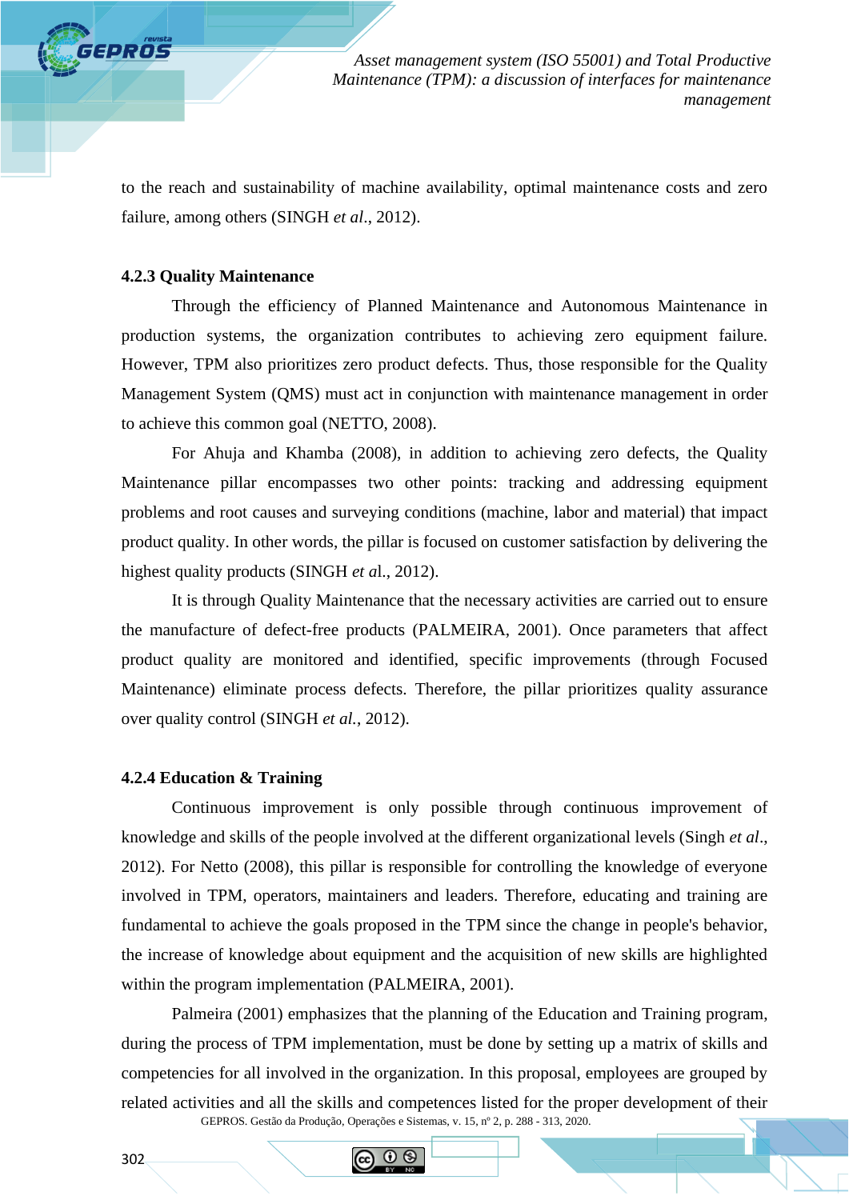to the reach and sustainability of machine availability, optimal maintenance costs and zero failure, among others (SINGH *et al*., 2012).

#### 4.2.3 Quality Maintenance

Through the efficiency of Planned Maintenance and Autonomous Maintenance in production systems, the organization contributes to achieving zero equipment failure. However, TPM also prioritizes zero product defects. Thus, those responsible for the Quality Management System (QMS) must act in conjunction with maintenance management in order to achieve this common goal (NETTO, 2008).

For Ahuja and Khamba (2008), in addition to achieving zero defects, the Quality Maintenance pillar encompasses two other points: tracking and addressing equipment problems and root causes and surveying conditions (machine, labor and material) that impact product quality. In other words, the pillar is focused on customer satisfaction by delivering the highest quality products (SINGH *et al*., 2012).

It is through Quality Maintenance that the necessary activities are carried out to ensure the manufacture of defect-free products (PALMEIRA, 2001). Once parameters that affect product quality are monitored and identified, specific improvements (through Focused Maintenance) eliminate process defects. Therefore, the pillar prioritizes quality assurance over quality control (SINGH *et al*., 2012).

#### 4.2.4 Education & Training

Continuous improvement is only possible through continuous improvement of knowledge and skills of the people involved at the different organizational levels (Singh *et al*., 2012). For Netto (2008), this pillar is responsible for controlling the knowledge of everyone involved in TPM, operators, maintainers and leaders. Therefore, educating and training are fundamental to achieve the goals proposed in the TPM since the change in people's behavior, the increase of knowledge about equipment and the acquisition of new skills are highlighted within the program implementation (PALMEIRA, 2001).

Palmeira (2001) emphasizes that the planning of the Education and Training program, during the process of TPM implementation, must be done by setting up a matrix of skills and competencies for all involved in the organization. In this proposal, employees are grouped by related activities and all the skills and competences listed for the proper development of their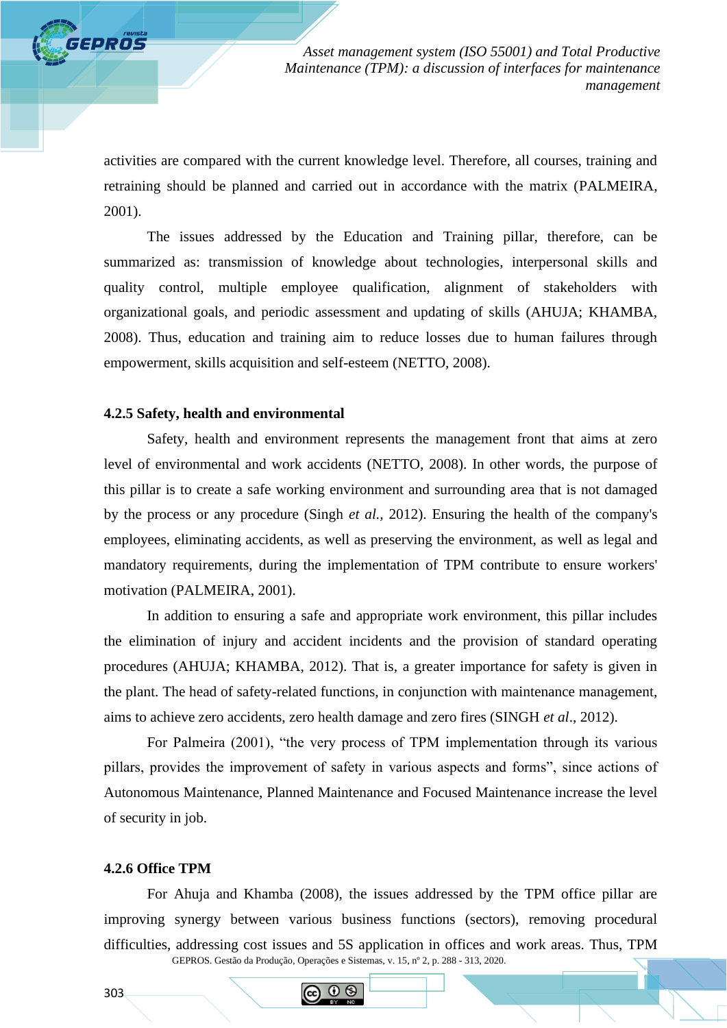activities are compared with the current knowledge level. Therefore, all courses, training and retraining should be planned and carried out in accordance with the matrix (PALMEIRA, 2001).

The issues addressed by the Education and Training pillar, therefore, can be summarized as: transmission of knowledge about technologies, interpersonal skills and quality control, multiple employee qualification, alignment of stakeholders with organizational goals, and periodic assessment and updating of skills (AHUJA; KHAMBA, 2008). Thus, education and training aim to reduce losses due to human failures through empowerment, skills acquisition and self-esteem (NETTO, 2008).

#### 4.2.5 Safety, health and environmental

Safety, health and environment represents the management front that aims at zero level of environmental and work accidents (NETTO, 2008). In other words, the purpose of this pillar is to create a safe working environment and surrounding area that is not damaged by the process or any procedure (Singh *et al.*, 2012). Ensuring the health of the company's employees, eliminating accidents, as well as preserving the environment, as well as legal and mandatory requirements, during the implementation of TPM contribute to ensure workers' motivation (PALMEIRA, 2001).

In addition to ensuring a safe and appropriate work environment, this pillar includes the elimination of injury and accident incidents and the provision of standard operating procedures (AHUJA; KHAMBA, 2012). That is, a greater importance for safety is given in the plant. The head of safety-related functions, in conjunction with maintenance management, aims to achieve zero accidents, zero health damage and zero fires (SINGH *et al*., 2012).

For Palmeira (2001), "the very process of TPM implementation through its various pillars, provides the improvement of safety in various aspects and forms", since actions of Autonomous Maintenance, Planned Maintenance and Focused Maintenance increase the level of security in job.

#### 4.2.6 Office TPM

For Ahuja and Khamba (2008), the issues addressed by the TPM office pillar are improving synergy between various business functions (sectors), removing procedural difficulties, addressing cost issues and 5S application in offices and work areas. Thus, TPM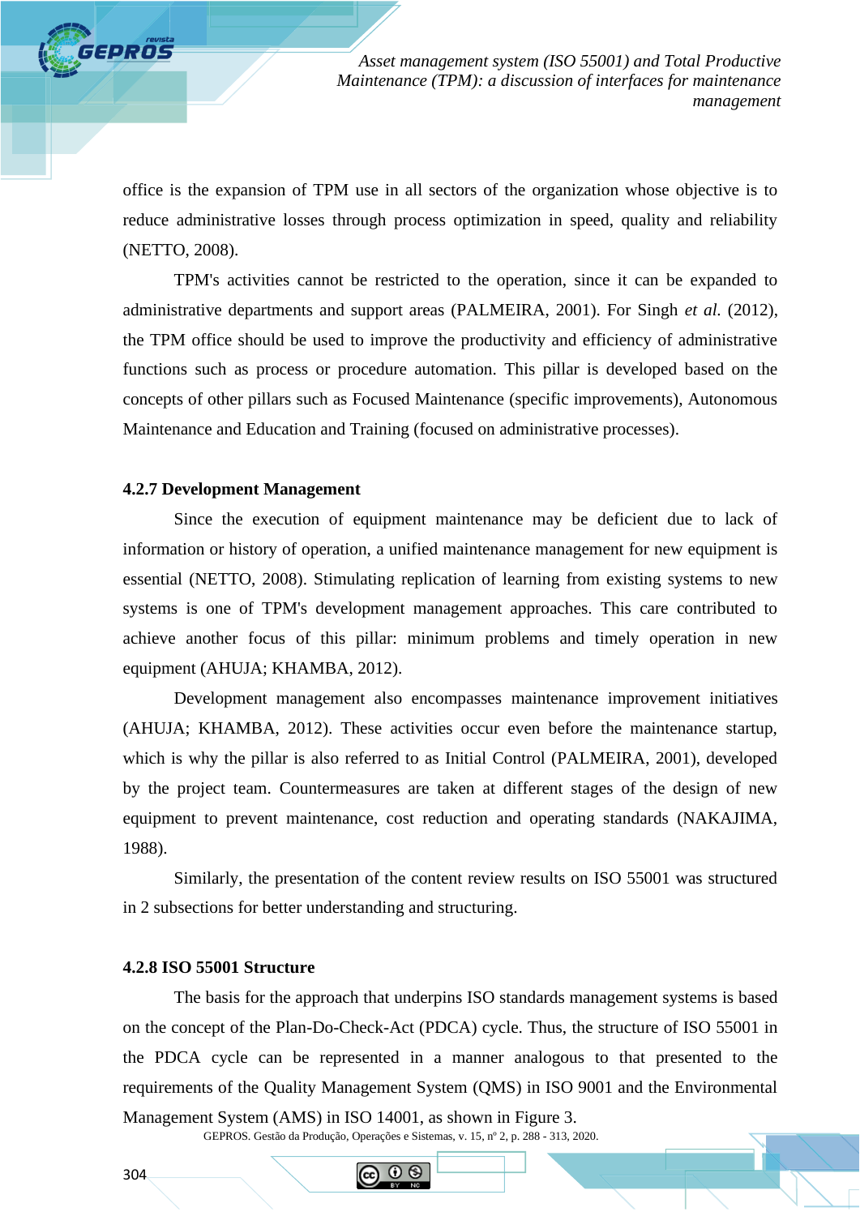office is the expansion of TPM use in all sectors of the organization whose objective is to reduce administrative losses through process optimization in speed, quality and reliability (NETTO, 2008).

TPM's activities cannot be restricted to the operation, since it can be expanded to administrative departments and support areas (PALMEIRA, 2001). For Singh *et al.* (2012), the TPM office should be used to improve the productivity and efficiency of administrative functions such as process or procedure automation. This pillar is developed based on the concepts of other pillars such as Focused Maintenance (specific improvements), Autonomous Maintenance and Education and Training (focused on administrative processes).

#### 4.2.7 Development Management

Since the execution of equipment maintenance may be deficient due to lack of information or history of operation, a unified maintenance management for new equipment is essential (NETTO, 2008). Stimulating replication of learning from existing systems to new systems is one of TPM's development management approaches. This care contributed to achieve another focus of this pillar: minimum problems and timely operation in new equipment (AHUJA; KHAMBA, 2012).

Development management also encompasses maintenance improvement initiatives (AHUJA; KHAMBA, 2012). These activities occur even before the maintenance startup, which is why the pillar is also referred to as Initial Control (PALMEIRA, 2001), developed by the project team. Countermeasures are taken at different stages of the design of new equipment to prevent maintenance, cost reduction and operating standards (NAKAJIMA, 1988).

Similarly, the presentation of the content review results on ISO 55001 was structured in 2 subsections for better understanding and structuring.

#### 4.2.8 ISO 55001 Structure

The basis for the approach that underpins ISO standards management systems is based on the concept of the Plan-Do-Check-Act (PDCA) cycle. Thus, the structure of ISO 55001 in the PDCA cycle can be represented in a manner analogous to that presented to the requirements of the Quality Management System (QMS) in ISO 9001 and the Environmental Management System (AMS) in ISO 14001, as shown in Figure 3.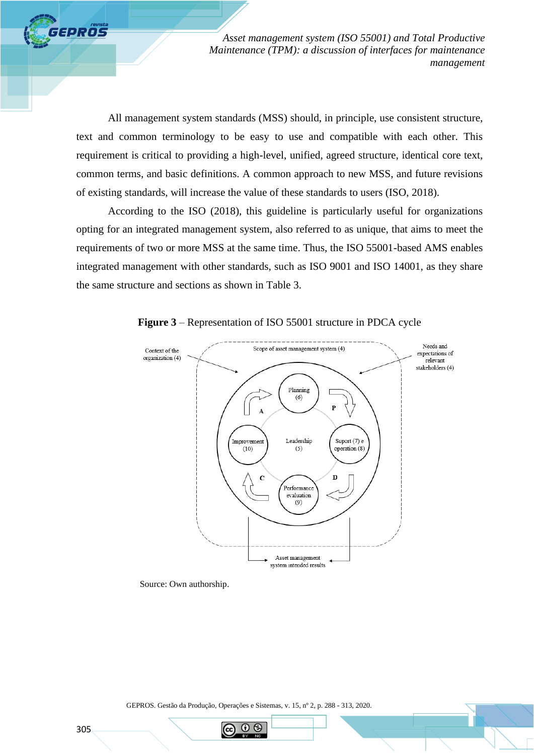All management system standards (MSS) should, in principle, use consistent structure, text and common terminology to be easy to use and compatible with each other. This requirement is critical to providing a high-level, unified, agreed structure, identical core text, common terms, and basic definitions. A common approach to new MSS, and future revisions of existing standards, will increase the value of these standards to users (ISO, 2018).

According to the ISO (2018), this guideline is particularly useful for organizations opting for an integrated management system, also referred to as unique, that aims to meet the requirements of two or more MSS at the same time. Thus, the ISO 55001-based AMS enables integrated management with other standards, such as ISO 9001 and ISO 14001, as they share the same structure and sections as shown in Table 3.

**Figure 3** – Representation of ISO 55001 structure in PDCA cycle

Context of the organization (4)

Scope of asset management system (4)

Needs and expectations of relevant stakeholders (4)

Planning (6)

Improvement (10)

Leadership (5)

Suport (7) e operation (8)

Performance evaluation (9)

P

D

C

A

Asset management system intended results

Source: Own authorship.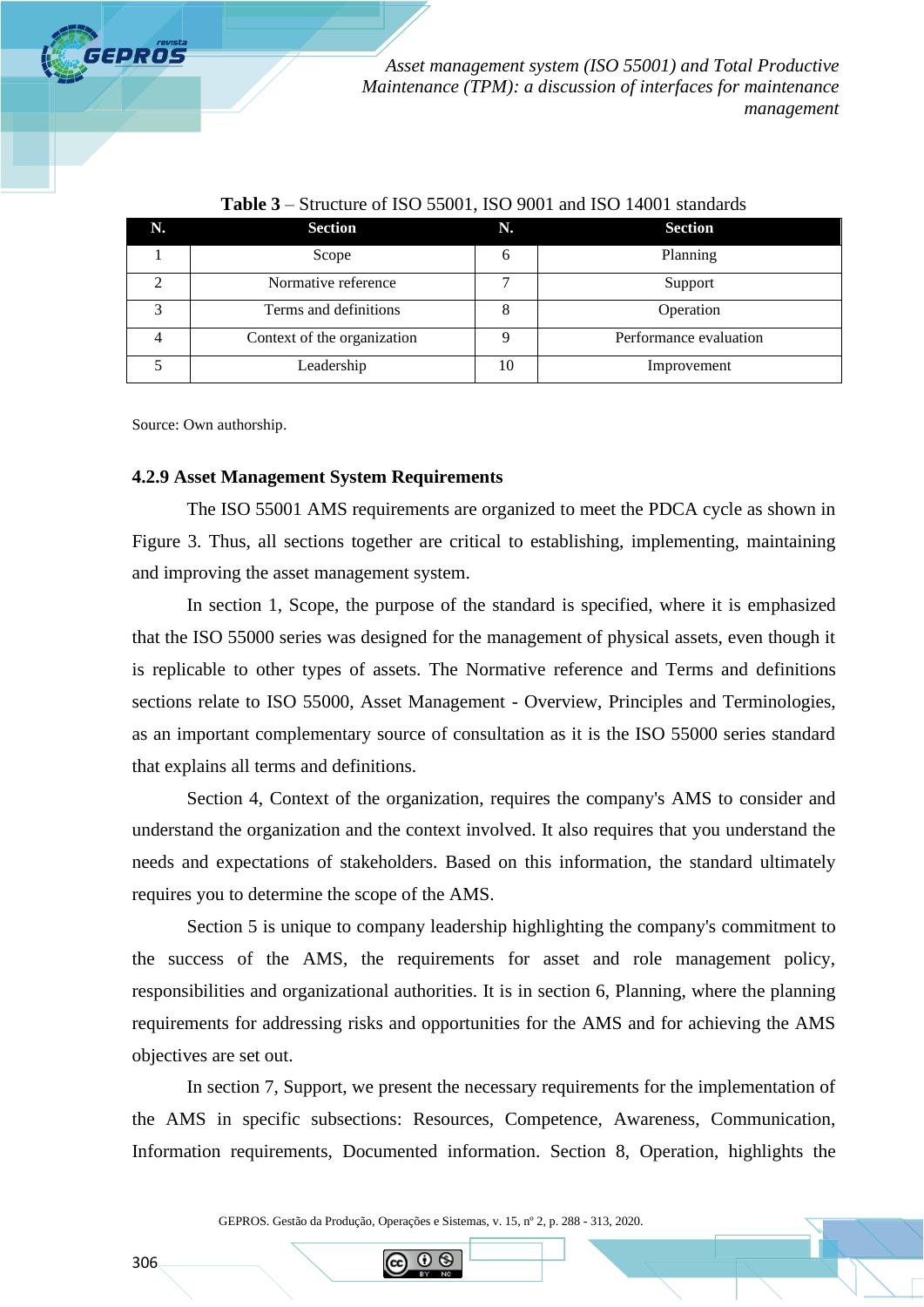**Table 3** – Structure of ISO 55001, ISO 9001 and ISO 14001 standards

| N. | Section | N. | Section |
|---|---|---|---|
| 1 | Scope | 6 | Planning |
| 2 | Normative reference | 7 | Support |
| 3 | Terms and definitions | 8 | Operation |
| 4 | Context of the organization | 9 | Performance evaluation |
| 5 | Leadership | 10 | Improvement |

Source: Own authorship.

### 4.2.9 Asset Management System Requirements

The ISO 55001 AMS requirements are organized to meet the PDCA cycle as shown in Figure 3. Thus, all sections together are critical to establishing, implementing, maintaining and improving the asset management system.

In section 1, Scope, the purpose of the standard is specified, where it is emphasized that the ISO 55000 series was designed for the management of physical assets, even though it is replicable to other types of assets. The Normative reference and Terms and definitions sections relate to ISO 55000, Asset Management - Overview, Principles and Terminologies, as an important complementary source of consultation as it is the ISO 55000 series standard that explains all terms and definitions.

Section 4, Context of the organization, requires the company's AMS to consider and understand the organization and the context involved. It also requires that you understand the needs and expectations of stakeholders. Based on this information, the standard ultimately requires you to determine the scope of the AMS.

Section 5 is unique to company leadership highlighting the company's commitment to the success of the AMS, the requirements for asset and role management policy, responsibilities and organizational authorities. It is in section 6, Planning, where the planning requirements for addressing risks and opportunities for the AMS and for achieving the AMS objectives are set out.

In section 7, Support, we present the necessary requirements for the implementation of the AMS in specific subsections: Resources, Competence, Awareness, Communication, Information requirements, Documented information. Section 8, Operation, highlights the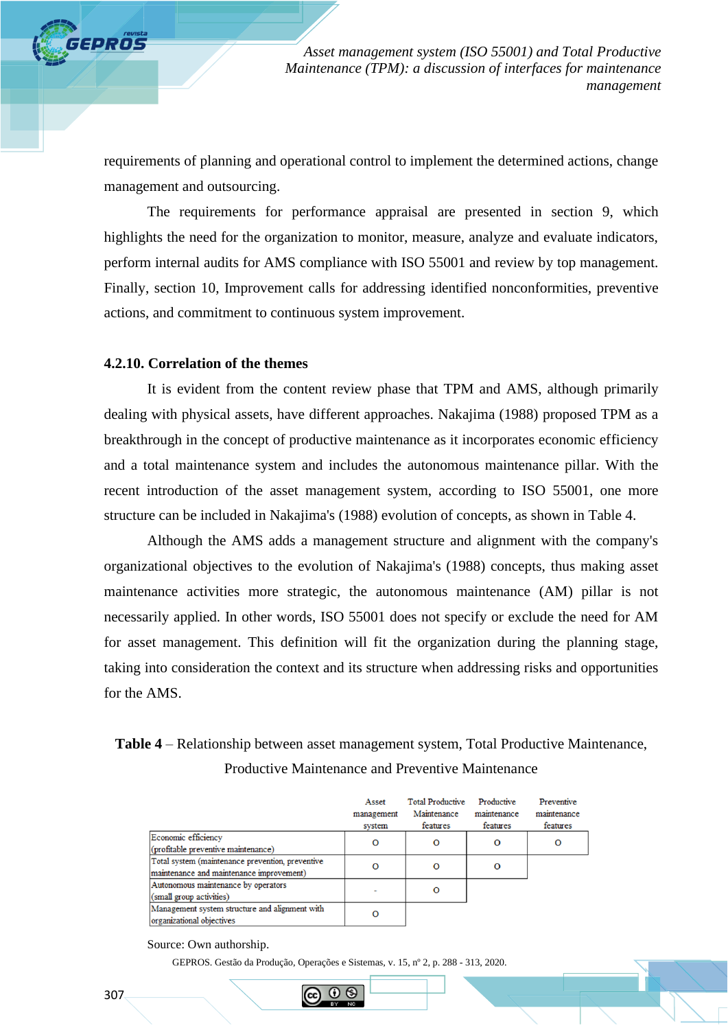requirements of planning and operational control to implement the determined actions, change management and outsourcing.

The requirements for performance appraisal are presented in section 9, which highlights the need for the organization to monitor, measure, analyze and evaluate indicators, perform internal audits for AMS compliance with ISO 55001 and review by top management. Finally, section 10, Improvement calls for addressing identified nonconformities, preventive actions, and commitment to continuous system improvement.

### 4.2.10. Correlation of the themes

It is evident from the content review phase that TPM and AMS, although primarily dealing with physical assets, have different approaches. Nakajima (1988) proposed TPM as a breakthrough in the concept of productive maintenance as it incorporates economic efficiency and a total maintenance system and includes the autonomous maintenance pillar. With the recent introduction of the asset management system, according to ISO 55001, one more structure can be included in Nakajima's (1988) evolution of concepts, as shown in Table 4.

Although the AMS adds a management structure and alignment with the company's organizational objectives to the evolution of Nakajima's (1988) concepts, thus making asset maintenance activities more strategic, the autonomous maintenance (AM) pillar is not necessarily applied. In other words, ISO 55001 does not specify or exclude the need for AM for asset management. This definition will fit the organization during the planning stage, taking into consideration the context and its structure when addressing risks and opportunities for the AMS.

**Table 4** – Relationship between asset management system, Total Productive Maintenance, Productive Maintenance and Preventive Maintenance

| | Asset management system | Total Productive Maintenance features | Productive maintenance features | Preventive maintenance features |
|---|---|---|---|---|
| Economic efficiency (profitable preventive maintenance) | o | o | o | o |
| Total system (maintenance prevention, preventive maintenance and maintenance improvement) | o | o | o | |
| Autonomous maintenance by operators (small group activities) | - | o | | |
| Management system structure and alignment with organizational objectives | o | | | |

Source: Own authorship.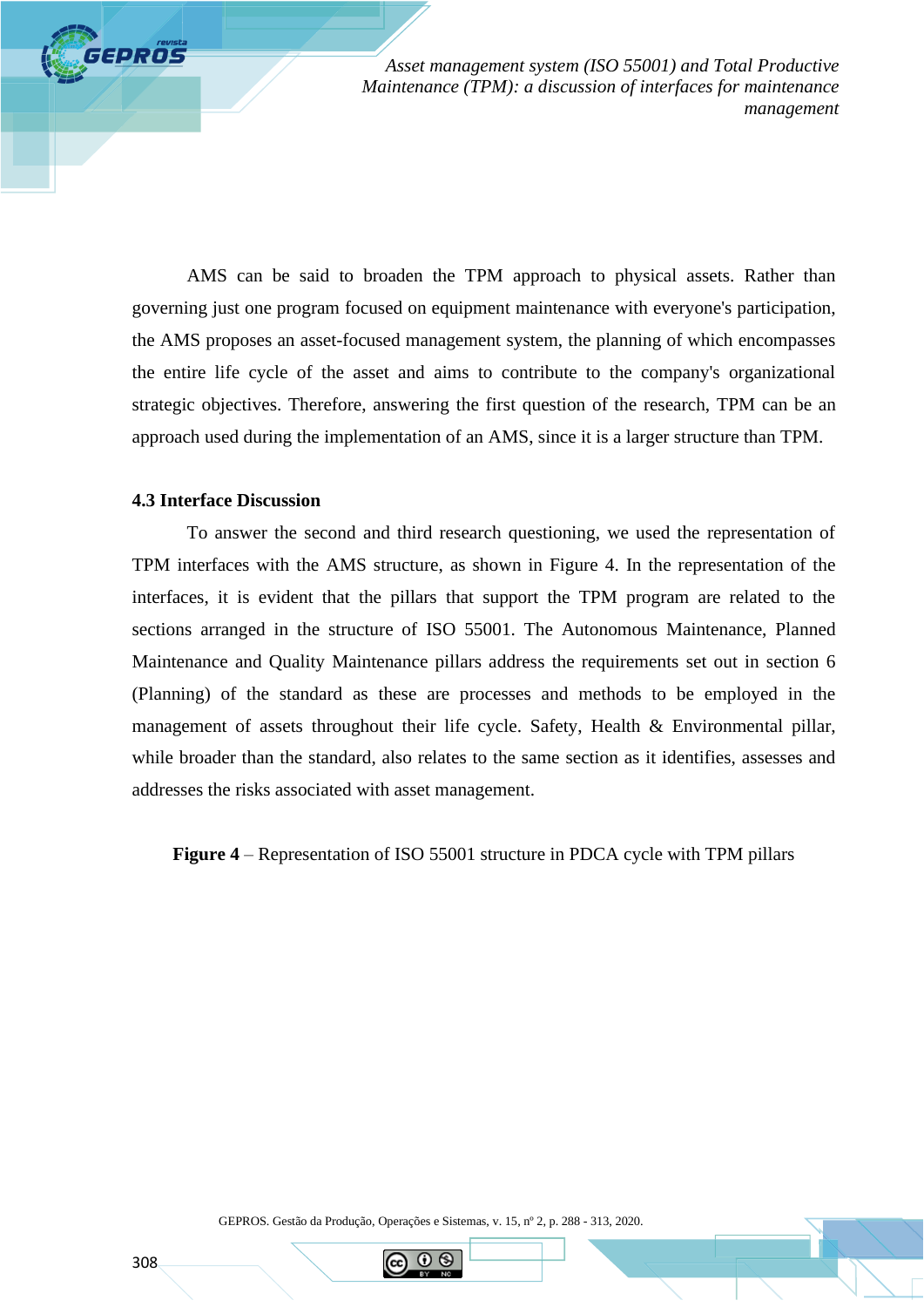AMS can be said to broaden the TPM approach to physical assets. Rather than governing just one program focused on equipment maintenance with everyone's participation, the AMS proposes an asset-focused management system, the planning of which encompasses the entire life cycle of the asset and aims to contribute to the company's organizational strategic objectives. Therefore, answering the first question of the research, TPM can be an approach used during the implementation of an AMS, since it is a larger structure than TPM.

### 4.3 Interface Discussion

To answer the second and third research questioning, we used the representation of TPM interfaces with the AMS structure, as shown in Figure 4. In the representation of the interfaces, it is evident that the pillars that support the TPM program are related to the sections arranged in the structure of ISO 55001. The Autonomous Maintenance, Planned Maintenance and Quality Maintenance pillars address the requirements set out in section 6 (Planning) of the standard as these are processes and methods to be employed in the management of assets throughout their life cycle. Safety, Health & Environmental pillar, while broader than the standard, also relates to the same section as it identifies, assesses and addresses the risks associated with asset management.

**Figure 4** – Representation of ISO 55001 structure in PDCA cycle with TPM pillars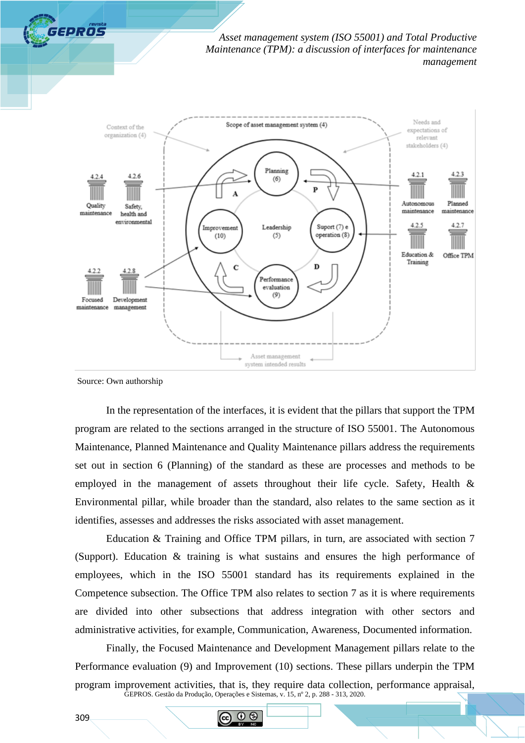Source: Own authorship

In the representation of the interfaces, it is evident that the pillars that support the TPM program are related to the sections arranged in the structure of ISO 55001. The Autonomous Maintenance, Planned Maintenance and Quality Maintenance pillars address the requirements set out in section 6 (Planning) of the standard as these are processes and methods to be employed in the management of assets throughout their life cycle. Safety, Health & Environmental pillar, while broader than the standard, also relates to the same section as it identifies, assesses and addresses the risks associated with asset management.

Education & Training and Office TPM pillars, in turn, are associated with section 7 (Support). Education & training is what sustains and ensures the high performance of employees, which in the ISO 55001 standard has its requirements explained in the Competence subsection. The Office TPM also relates to section 7 as it is where requirements are divided into other subsections that address integration with other sectors and administrative activities, for example, Communication, Awareness, Documented information.

Finally, the Focused Maintenance and Development Management pillars relate to the Performance evaluation (9) and Improvement (10) sections. These pillars underpin the TPM program improvement activities, that is, they require data collection, performance appraisal,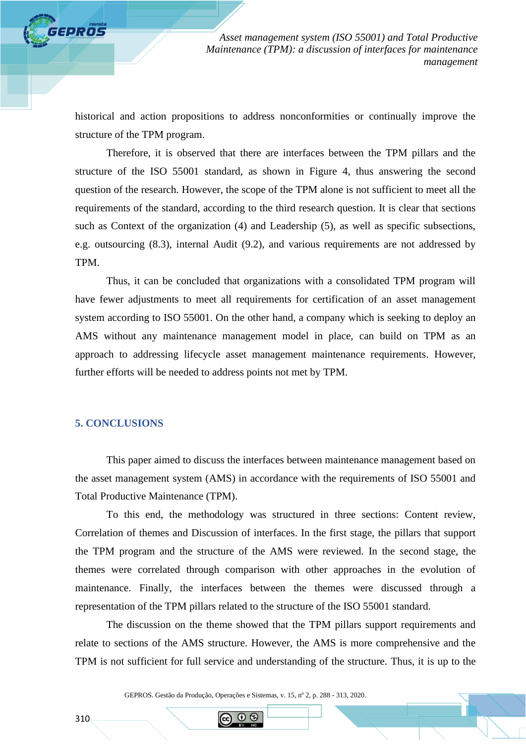historical and action propositions to address nonconformities or continually improve the structure of the TPM program.

Therefore, it is observed that there are interfaces between the TPM pillars and the structure of the ISO 55001 standard, as shown in Figure 4, thus answering the second question of the research. However, the scope of the TPM alone is not sufficient to meet all the requirements of the standard, according to the third research question. It is clear that sections such as Context of the organization (4) and Leadership (5), as well as specific subsections, e.g. outsourcing (8.3), internal Audit (9.2), and various requirements are not addressed by TPM.

Thus, it can be concluded that organizations with a consolidated TPM program will have fewer adjustments to meet all requirements for certification of an asset management system according to ISO 55001. On the other hand, a company which is seeking to deploy an AMS without any maintenance management model in place, can build on TPM as an approach to addressing lifecycle asset management maintenance requirements. However, further efforts will be needed to address points not met by TPM.

## 5. CONCLUSIONS

This paper aimed to discuss the interfaces between maintenance management based on the asset management system (AMS) in accordance with the requirements of ISO 55001 and Total Productive Maintenance (TPM).

To this end, the methodology was structured in three sections: Content review, Correlation of themes and Discussion of interfaces. In the first stage, the pillars that support the TPM program and the structure of the AMS were reviewed. In the second stage, the themes were correlated through comparison with other approaches in the evolution of maintenance. Finally, the interfaces between the themes were discussed through a representation of the TPM pillars related to the structure of the ISO 55001 standard.

The discussion on the theme showed that the TPM pillars support requirements and relate to sections of the AMS structure. However, the AMS is more comprehensive and the TPM is not sufficient for full service and understanding of the structure. Thus, it is up to the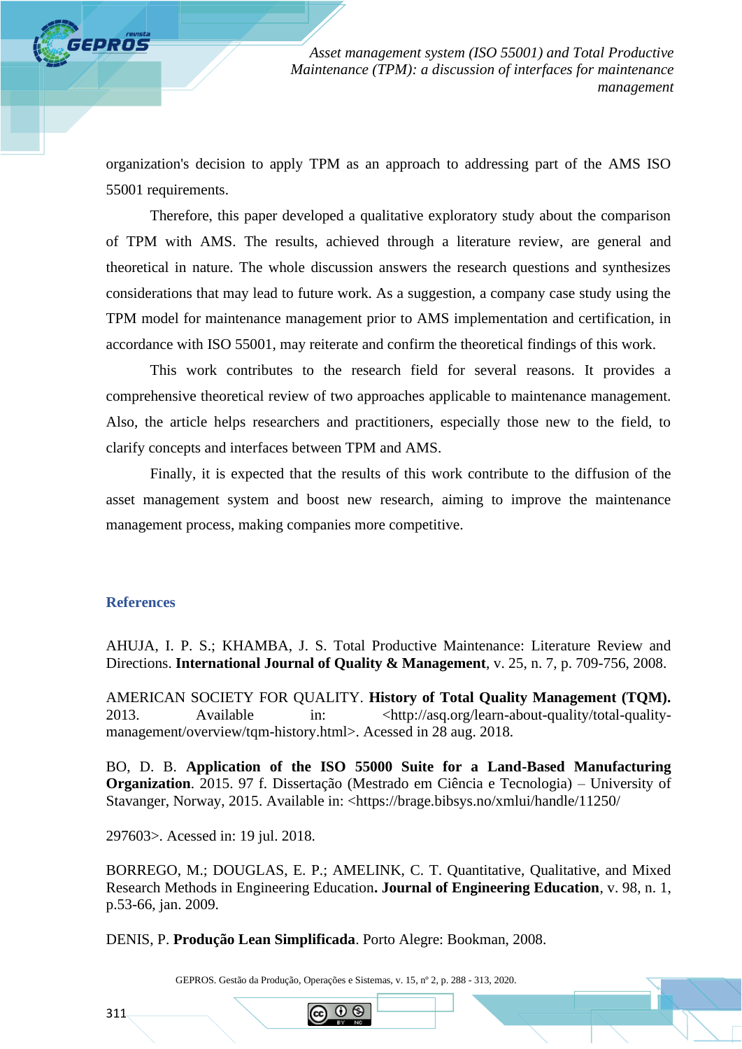organization's decision to apply TPM as an approach to addressing part of the AMS ISO 55001 requirements.

Therefore, this paper developed a qualitative exploratory study about the comparison of TPM with AMS. The results, achieved through a literature review, are general and theoretical in nature. The whole discussion answers the research questions and synthesizes considerations that may lead to future work. As a suggestion, a company case study using the TPM model for maintenance management prior to AMS implementation and certification, in accordance with ISO 55001, may reiterate and confirm the theoretical findings of this work.

This work contributes to the research field for several reasons. It provides a comprehensive theoretical review of two approaches applicable to maintenance management. Also, the article helps researchers and practitioners, especially those new to the field, to clarify concepts and interfaces between TPM and AMS.

Finally, it is expected that the results of this work contribute to the diffusion of the asset management system and boost new research, aiming to improve the maintenance management process, making companies more competitive.

## References

AHUJA, I. P. S.; KHAMBA, J. S. Total Productive Maintenance: Literature Review and Directions. **International Journal of Quality & Management**, v. 25, n. 7, p. 709-756, 2008.

AMERICAN SOCIETY FOR QUALITY. **History of Total Quality Management (TQM).** 2013. Available in: <http://asq.org/learn-about-quality/total-quality-management/overview/tqm-history.html>. Acessed in 28 aug. 2018.

BO, D. B. **Application of the ISO 55000 Suite for a Land-Based Manufacturing Organization**. 2015. 97 f. Dissertação (Mestrado em Ciência e Tecnologia) – University of Stavanger, Norway, 2015. Available in: <https://brage.bibsys.no/xmlui/handle/11250/

297603>. Acessed in: 19 jul. 2018.

BORREGO, M.; DOUGLAS, E. P.; AMELINK, C. T. Quantitative, Qualitative, and Mixed Research Methods in Engineering Education**. Journal of Engineering Education**, v. 98, n. 1, p.53-66, jan. 2009.

DENIS, P. **Produção Lean Simplificada**. Porto Alegre: Bookman, 2008.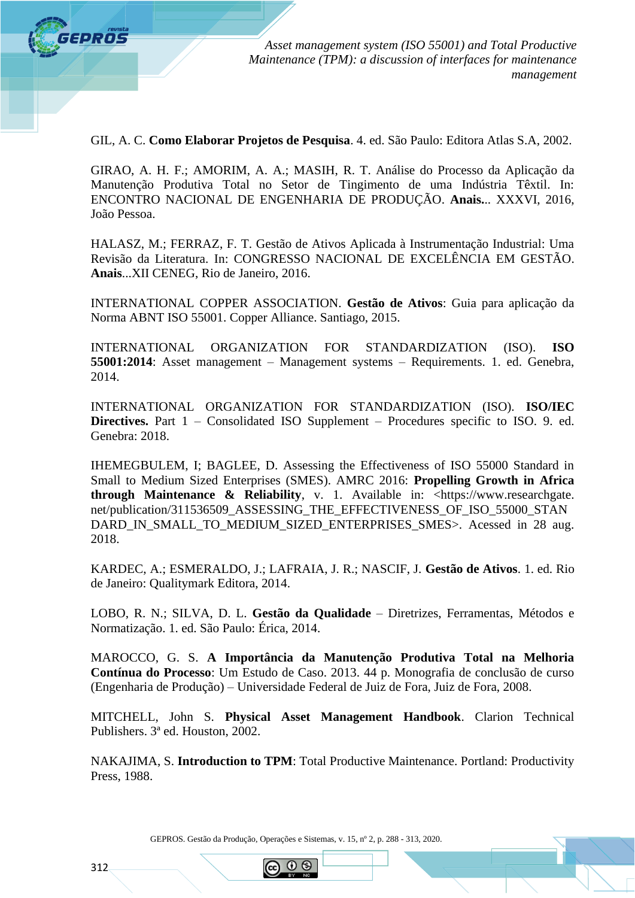GIL, A. C. **Como Elaborar Projetos de Pesquisa**. 4. ed. São Paulo: Editora Atlas S.A, 2002.

GIRAO, A. H. F.; AMORIM, A. A.; MASIH, R. T. Análise do Processo da Aplicação da Manutenção Produtiva Total no Setor de Tingimento de uma Indústria Têxtil. In: ENCONTRO NACIONAL DE ENGENHARIA DE PRODUÇÃO. **Anais..**. XXXVI, 2016, João Pessoa.

HALASZ, M.; FERRAZ, F. T. Gestão de Ativos Aplicada à Instrumentação Industrial: Uma Revisão da Literatura. In: CONGRESSO NACIONAL DE EXCELÊNCIA EM GESTÃO. **Anais**...XII CENEG, Rio de Janeiro, 2016.

INTERNATIONAL COPPER ASSOCIATION. **Gestão de Ativos**: Guia para aplicação da Norma ABNT ISO 55001. Copper Alliance. Santiago, 2015.

INTERNATIONAL ORGANIZATION FOR STANDARDIZATION (ISO). **ISO 55001:2014**: Asset management – Management systems – Requirements. 1. ed. Genebra, 2014.

INTERNATIONAL ORGANIZATION FOR STANDARDIZATION (ISO). **ISO/IEC Directives.** Part 1 – Consolidated ISO Supplement – Procedures specific to ISO. 9. ed. Genebra: 2018.

IHEMEGBULEM, I; BAGLEE, D. Assessing the Effectiveness of ISO 55000 Standard in Small to Medium Sized Enterprises (SMES). AMRC 2016: **Propelling Growth in Africa through Maintenance & Reliability**, v. 1. Available in: <https://www.researchgate.net/publication/311536509_ASSESSING_THE_EFFECTIVENESS_OF_ISO_55000_STANDARD_IN_SMALL_TO_MEDIUM_SIZED_ENTERPRISES_SMES>. Acessed in 28 aug. 2018.

KARDEC, A.; ESMERALDO, J.; LAFRAIA, J. R.; NASCIF, J. **Gestão de Ativos**. 1. ed. Rio de Janeiro: Qualitymark Editora, 2014.

LOBO, R. N.; SILVA, D. L. **Gestão da Qualidade** – Diretrizes, Ferramentas, Métodos e Normatização. 1. ed. São Paulo: Érica, 2014.

MAROCCO, G. S. **A Importância da Manutenção Produtiva Total na Melhoria Contínua do Processo**: Um Estudo de Caso. 2013. 44 p. Monografia de conclusão de curso (Engenharia de Produção) – Universidade Federal de Juiz de Fora, Juiz de Fora, 2008.

MITCHELL, John S. **Physical Asset Management Handbook**. Clarion Technical Publishers. 3ª ed. Houston, 2002.

NAKAJIMA, S. **Introduction to TPM**: Total Productive Maintenance. Portland: Productivity Press, 1988.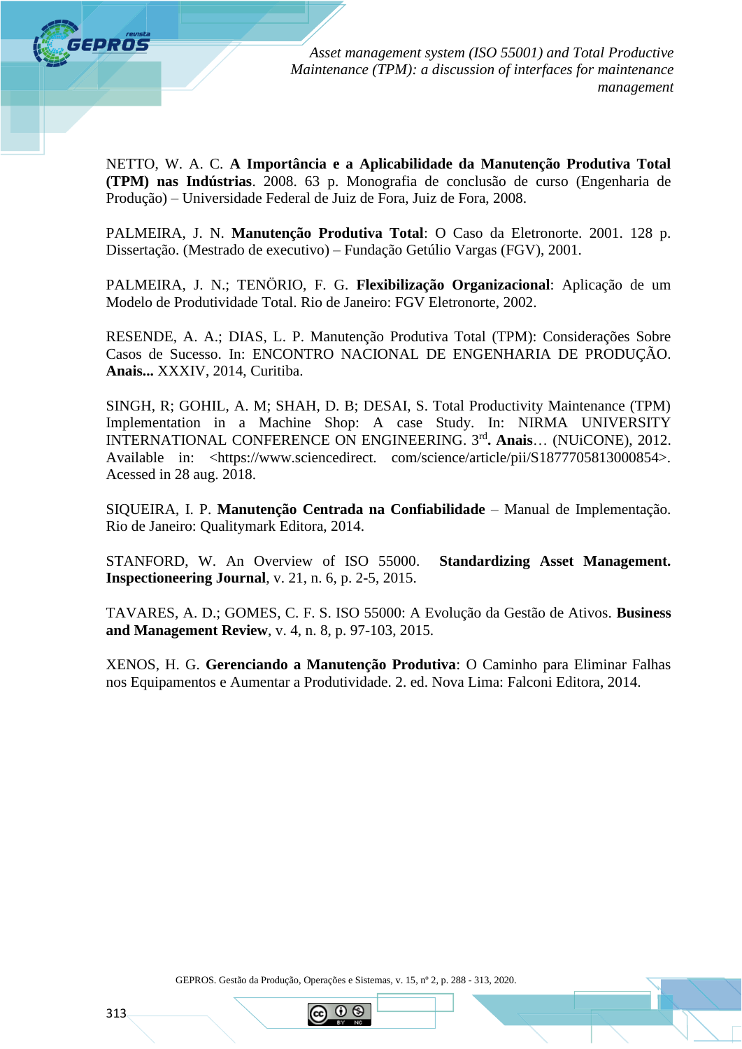NETTO, W. A. C. **A Importância e a Aplicabilidade da Manutenção Produtiva Total (TPM) nas Indústrias**. 2008. 63 p. Monografia de conclusão de curso (Engenharia de Produção) – Universidade Federal de Juiz de Fora, Juiz de Fora, 2008.

PALMEIRA, J. N. **Manutenção Produtiva Total**: O Caso da Eletronorte. 2001. 128 p. Dissertação. (Mestrado de executivo) – Fundação Getúlio Vargas (FGV), 2001.

PALMEIRA, J. N.; TENÖRIO, F. G. **Flexibilização Organizacional**: Aplicação de um Modelo de Produtividade Total. Rio de Janeiro: FGV Eletronorte, 2002.

RESENDE, A. A.; DIAS, L. P. Manutenção Produtiva Total (TPM): Considerações Sobre Casos de Sucesso. In: ENCONTRO NACIONAL DE ENGENHARIA DE PRODUÇÃO. **Anais...** XXXIV, 2014, Curitiba.

SINGH, R; GOHIL, A. M; SHAH, D. B; DESAI, S. Total Productivity Maintenance (TPM) Implementation in a Machine Shop: A case Study. In: NIRMA UNIVERSITY INTERNATIONAL CONFERENCE ON ENGINEERING. 3rd. **Anais**… (NUiCONE), 2012. Available in: <https://www.sciencedirect. com/science/article/pii/S1877705813000854>. Acessed in 28 aug. 2018.

SIQUEIRA, I. P. **Manutenção Centrada na Confiabilidade** – Manual de Implementação. Rio de Janeiro: Qualitymark Editora, 2014.

STANFORD, W. An Overview of ISO 55000. **Standardizing Asset Management. Inspectioneering Journal**, v. 21, n. 6, p. 2-5, 2015.

TAVARES, A. D.; GOMES, C. F. S. ISO 55000: A Evolução da Gestão de Ativos. **Business and Management Review**, v. 4, n. 8, p. 97-103, 2015.

XENOS, H. G. **Gerenciando a Manutenção Produtiva**: O Caminho para Eliminar Falhas nos Equipamentos e Aumentar a Produtividade. 2. ed. Nova Lima: Falconi Editora, 2014.